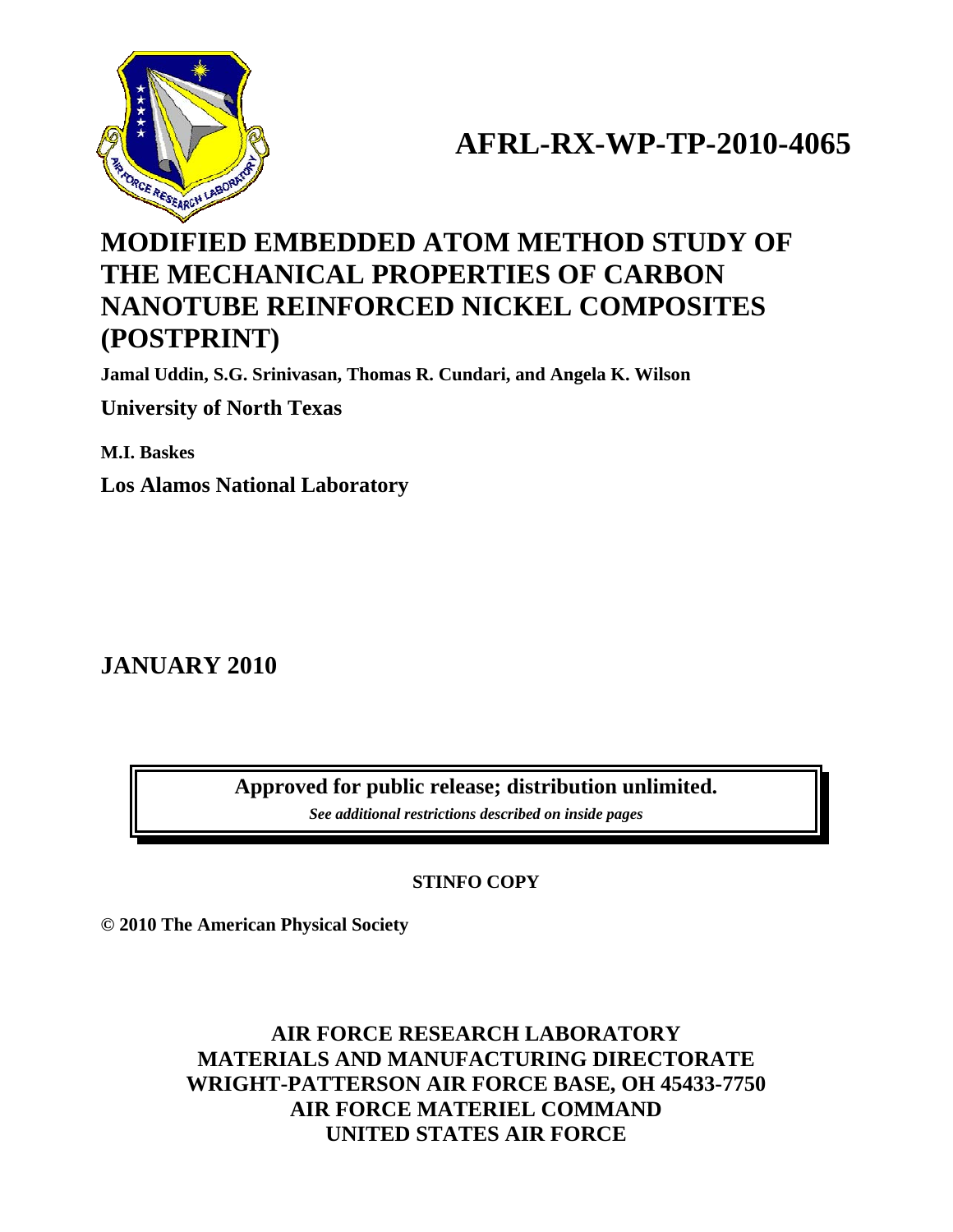# AFRL-RX-WP-TP-2010-4065

# MODIFIED EMBEDDED ATOM METHOD STUDY OF THE MECHANICAL PROPERTIES OF CARBON NANOTUBE REINFORCED NICKEL COMPOSITES (POSTPRINT)

**Jamal Uddin, S.G. Srinivasan, Thomas R. Cundari, and Angela K. Wilson**

**University of North Texas**

**M.I. Baskes**

**Los Alamos National Laboratory**

## JANUARY 2010

**Approved for public release; distribution unlimited.**

***See additional restrictions described on inside pages***

**STINFO COPY**

**© 2010 The American Physical Society**

**AIR FORCE RESEARCH LABORATORY**
**MATERIALS AND MANUFACTURING DIRECTORATE**
**WRIGHT-PATTERSON AIR FORCE BASE, OH 45433-7750**
**AIR FORCE MATERIEL COMMAND**
**UNITED STATES AIR FORCE**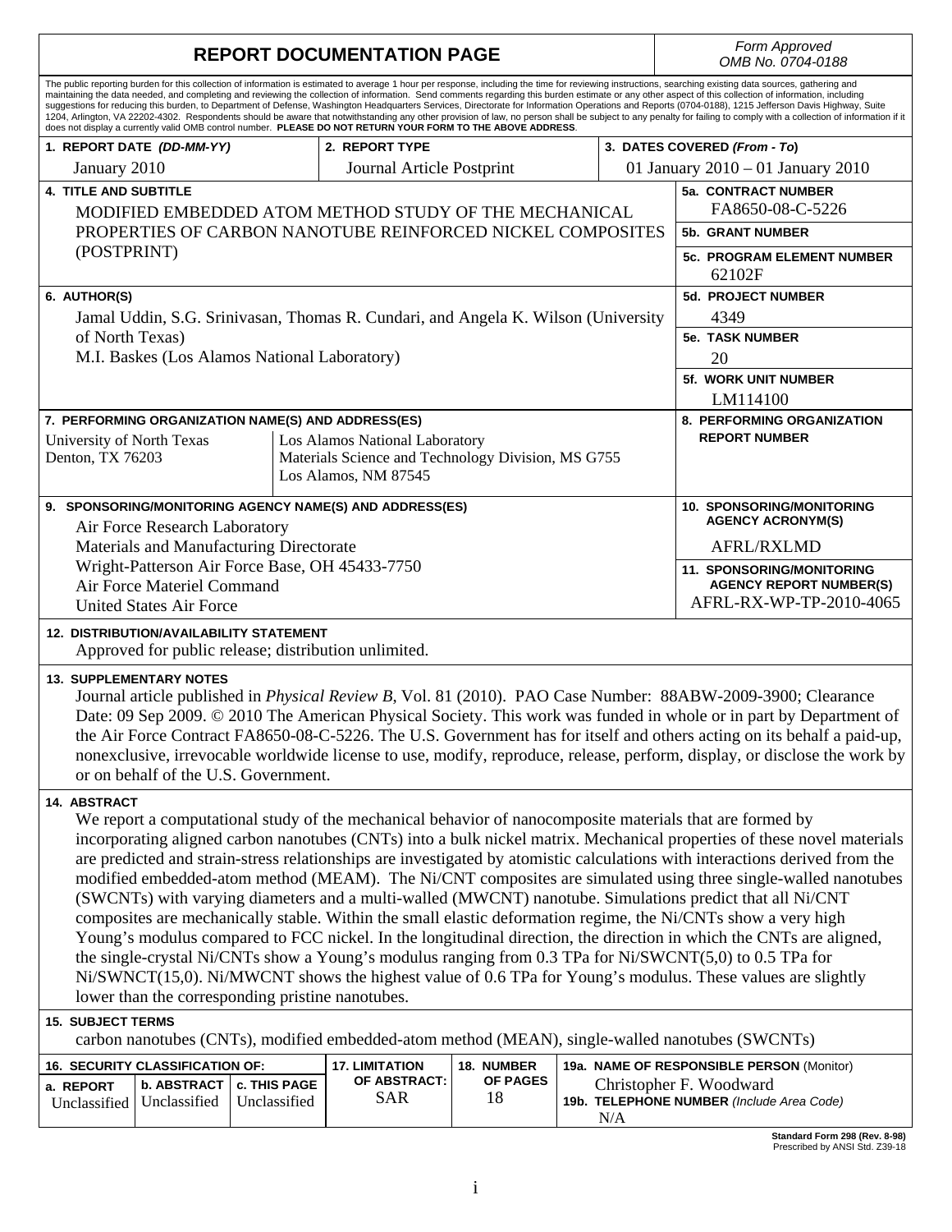# REPORT DOCUMENTATION PAGE

*Form Approved*
*OMB No. 0704-0188*

The public reporting burden for this collection of information is estimated to average 1 hour per response, including the time for reviewing instructions, searching existing data sources, gathering and maintaining the data needed, and completing and reviewing the collection of information. Send comments regarding this burden estimate or any other aspect of this collection of information, including suggestions for reducing this burden, to Department of Defense, Washington Headquarters Services, Directorate for Information Operations and Reports (0704-0188), 1215 Jefferson Davis Highway, Suite 1204, Arlington, VA 22202-4302. Respondents should be aware that notwithstanding any other provision of law, no person shall be subject to any penalty for failing to comply with a collection of information if it does not display a currently valid OMB control number. **PLEASE DO NOT RETURN YOUR FORM TO THE ABOVE ADDRESS.**

| 1. REPORT DATE *(DD-MM-YY)* | 2. REPORT TYPE | 3. DATES COVERED *(From - To)* |
|---|---|---|
| January 2010 | Journal Article Postprint | 01 January 2010 – 01 January 2010 |

**4. TITLE AND SUBTITLE**
MODIFIED EMBEDDED ATOM METHOD STUDY OF THE MECHANICAL PROPERTIES OF CARBON NANOTUBE REINFORCED NICKEL COMPOSITES (POSTPRINT)

**5a. CONTRACT NUMBER**
FA8650-08-C-5226

**5b. GRANT NUMBER**

**5c. PROGRAM ELEMENT NUMBER**
62102F

**6. AUTHOR(S)**
Jamal Uddin, S.G. Srinivasan, Thomas R. Cundari, and Angela K. Wilson (University of North Texas)
M.I. Baskes (Los Alamos National Laboratory)

**5d. PROJECT NUMBER**
4349

**5e. TASK NUMBER**
20

**5f. WORK UNIT NUMBER**
LM114100

**7. PERFORMING ORGANIZATION NAME(S) AND ADDRESS(ES)**
University of North Texas
Denton, TX 76203

Los Alamos National Laboratory
Materials Science and Technology Division, MS G755
Los Alamos, NM 87545

**8. PERFORMING ORGANIZATION REPORT NUMBER**

**9. SPONSORING/MONITORING AGENCY NAME(S) AND ADDRESS(ES)**
Air Force Research Laboratory
Materials and Manufacturing Directorate
Wright-Patterson Air Force Base, OH 45433-7750
Air Force Materiel Command
United States Air Force

**10. SPONSORING/MONITORING AGENCY ACRONYM(S)**
AFRL/RXLMD

**11. SPONSORING/MONITORING AGENCY REPORT NUMBER(S)**
AFRL-RX-WP-TP-2010-4065

**12. DISTRIBUTION/AVAILABILITY STATEMENT**
Approved for public release; distribution unlimited.

**13. SUPPLEMENTARY NOTES**
Journal article published in *Physical Review B*, Vol. 81 (2010). PAO Case Number: 88ABW-2009-3900; Clearance Date: 09 Sep 2009. © 2010 The American Physical Society. This work was funded in whole or in part by Department of the Air Force Contract FA8650-08-C-5226. The U.S. Government has for itself and others acting on its behalf a paid-up, nonexclusive, irrevocable worldwide license to use, modify, reproduce, release, perform, display, or disclose the work by or on behalf of the U.S. Government.

**14. ABSTRACT**
We report a computational study of the mechanical behavior of nanocomposite materials that are formed by incorporating aligned carbon nanotubes (CNTs) into a bulk nickel matrix. Mechanical properties of these novel materials are predicted and strain-stress relationships are investigated by atomistic calculations with interactions derived from the modified embedded-atom method (MEAM). The Ni/CNT composites are simulated using three single-walled nanotubes (SWCNTs) with varying diameters and a multi-walled (MWCNT) nanotube. Simulations predict that all Ni/CNT composites are mechanically stable. Within the small elastic deformation regime, the Ni/CNTs show a very high Young's modulus compared to FCC nickel. In the longitudinal direction, the direction in which the CNTs are aligned, the single-crystal Ni/CNTs show a Young's modulus ranging from 0.3 TPa for Ni/SWCNT(5,0) to 0.5 TPa for Ni/SWNCT(15,0). Ni/MWCNT shows the highest value of 0.6 TPa for Young's modulus. These values are slightly lower than the corresponding pristine nanotubes.

**15. SUBJECT TERMS**
carbon nanotubes (CNTs), modified embedded-atom method (MEAN), single-walled nanotubes (SWCNTs)

| 16. SECURITY CLASSIFICATION OF: | | | 17. LIMITATION OF ABSTRACT: | 18. NUMBER OF PAGES | 19a. NAME OF RESPONSIBLE PERSON (Monitor) |
|---|---|---|---|---|---|
| a. REPORT | b. ABSTRACT | c. THIS PAGE | | | Christopher F. Woodward |
| Unclassified | Unclassified | Unclassified | SAR | 18 | 19b. TELEPHONE NUMBER *(Include Area Code)* N/A |

Standard Form 298 (Rev. 8-98)
Prescribed by ANSI Std. Z39-18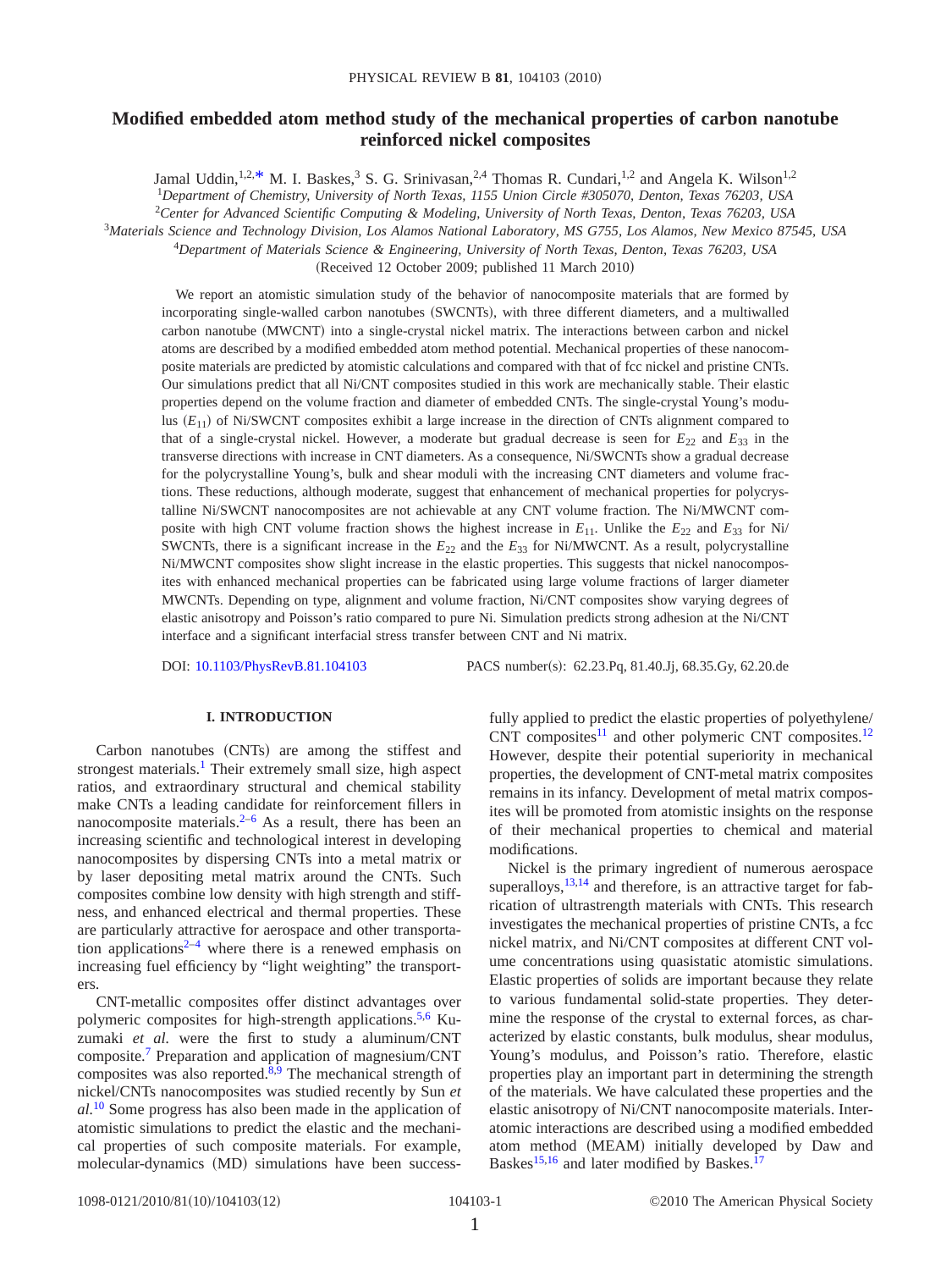# Modified embedded atom method study of the mechanical properties of carbon nanotube reinforced nickel composites

Jamal Uddin,[1,2,*] M. I. Baskes,[3] S. G. Srinivasan,[2,4] Thomas R. Cundari,[1,2] and Angela K. Wilson[1,2]

[1]*Department of Chemistry, University of North Texas, 1155 Union Circle #305070, Denton, Texas 76203, USA*

[2]*Center for Advanced Scientific Computing & Modeling, University of North Texas, Denton, Texas 76203, USA*

[3]*Materials Science and Technology Division, Los Alamos National Laboratory, MS G755, Los Alamos, New Mexico 87545, USA*

[4]*Department of Materials Science & Engineering, University of North Texas, Denton, Texas 76203, USA*

(Received 12 October 2009; published 11 March 2010)

We report an atomistic simulation study of the behavior of nanocomposite materials that are formed by incorporating single-walled carbon nanotubes (SWCNTs), with three different diameters, and a multiwalled carbon nanotube (MWCNT) into a single-crystal nickel matrix. The interactions between carbon and nickel atoms are described by a modified embedded atom method potential. Mechanical properties of these nanocomposite materials are predicted by atomistic calculations and compared with that of fcc nickel and pristine CNTs. Our simulations predict that all Ni/CNT composites studied in this work are mechanically stable. Their elastic properties depend on the volume fraction and diameter of embedded CNTs. The single-crystal Young's modulus ($E_{11}$) of Ni/SWCNT composites exhibit a large increase in the direction of CNTs alignment compared to that of a single-crystal nickel. However, a moderate but gradual decrease is seen for $E_{22}$ and $E_{33}$ in the transverse directions with increase in CNT diameters. As a consequence, Ni/SWCNTs show a gradual decrease for the polycrystalline Young's, bulk and shear moduli with the increasing CNT diameters and volume fractions. These reductions, although moderate, suggest that enhancement of mechanical properties for polycrystalline Ni/SWCNT nanocomposites are not achievable at any CNT volume fraction. The Ni/MWCNT composite with high CNT volume fraction shows the highest increase in $E_{11}$. Unlike the $E_{22}$ and $E_{33}$ for Ni/SWCNTs, there is a significant increase in the $E_{22}$ and the $E_{33}$ for Ni/MWCNT. As a result, polycrystalline Ni/MWCNT composites show slight increase in the elastic properties. This suggests that nickel nanocomposites with enhanced mechanical properties can be fabricated using large volume fractions of larger diameter MWCNTs. Depending on type, alignment and volume fraction, Ni/CNT composites show varying degrees of elastic anisotropy and Poisson's ratio compared to pure Ni. Simulation predicts strong adhesion at the Ni/CNT interface and a significant interfacial stress transfer between CNT and Ni matrix.

DOI: 10.1103/PhysRevB.81.104103 PACS number(s): 62.23.Pq, 81.40.Jj, 68.35.Gy, 62.20.de

## I. INTRODUCTION

Carbon nanotubes (CNTs) are among the stiffest and strongest materials.[1] Their extremely small size, high aspect ratios, and extraordinary structural and chemical stability make CNTs a leading candidate for reinforcement fillers in nanocomposite materials.[2–6] As a result, there has been an increasing scientific and technological interest in developing nanocomposites by dispersing CNTs into a metal matrix or by laser depositing metal matrix around the CNTs. Such composites combine low density with high strength and stiffness, and enhanced electrical and thermal properties. These are particularly attractive for aerospace and other transportation applications[2–4] where there is a renewed emphasis on increasing fuel efficiency by "light weighting" the transporters.

CNT-metallic composites offer distinct advantages over polymeric composites for high-strength applications.[5,6] Kuzumaki *et al.* were the first to study a aluminum/CNT composite.[7] Preparation and application of magnesium/CNT composites was also reported.[8,9] The mechanical strength of nickel/CNTs nanocomposites was studied recently by Sun *et al.*[10] Some progress has also been made in the application of atomistic simulations to predict the elastic and the mechanical properties of such composite materials. For example, molecular-dynamics (MD) simulations have been successfully applied to predict the elastic properties of polyethylene/CNT composites[11] and other polymeric CNT composites.[12] However, despite their potential superiority in mechanical properties, the development of CNT-metal matrix composites remains in its infancy. Development of metal matrix composites will be promoted from atomistic insights on the response of their mechanical properties to chemical and material modifications.

Nickel is the primary ingredient of numerous aerospace superalloys,[13,14] and therefore, is an attractive target for fabrication of ultrastrength materials with CNTs. This research investigates the mechanical properties of pristine CNTs, a fcc nickel matrix, and Ni/CNT composites at different CNT volume concentrations using quasistatic atomistic simulations. Elastic properties of solids are important because they relate to various fundamental solid-state properties. They determine the response of the crystal to external forces, as characterized by elastic constants, bulk modulus, shear modulus, Young's modulus, and Poisson's ratio. Therefore, elastic properties play an important part in determining the strength of the materials. We have calculated these properties and the elastic anisotropy of Ni/CNT nanocomposite materials. Interatomic interactions are described using a modified embedded atom method (MEAM) initially developed by Daw and Baskes[15,16] and later modified by Baskes.[17]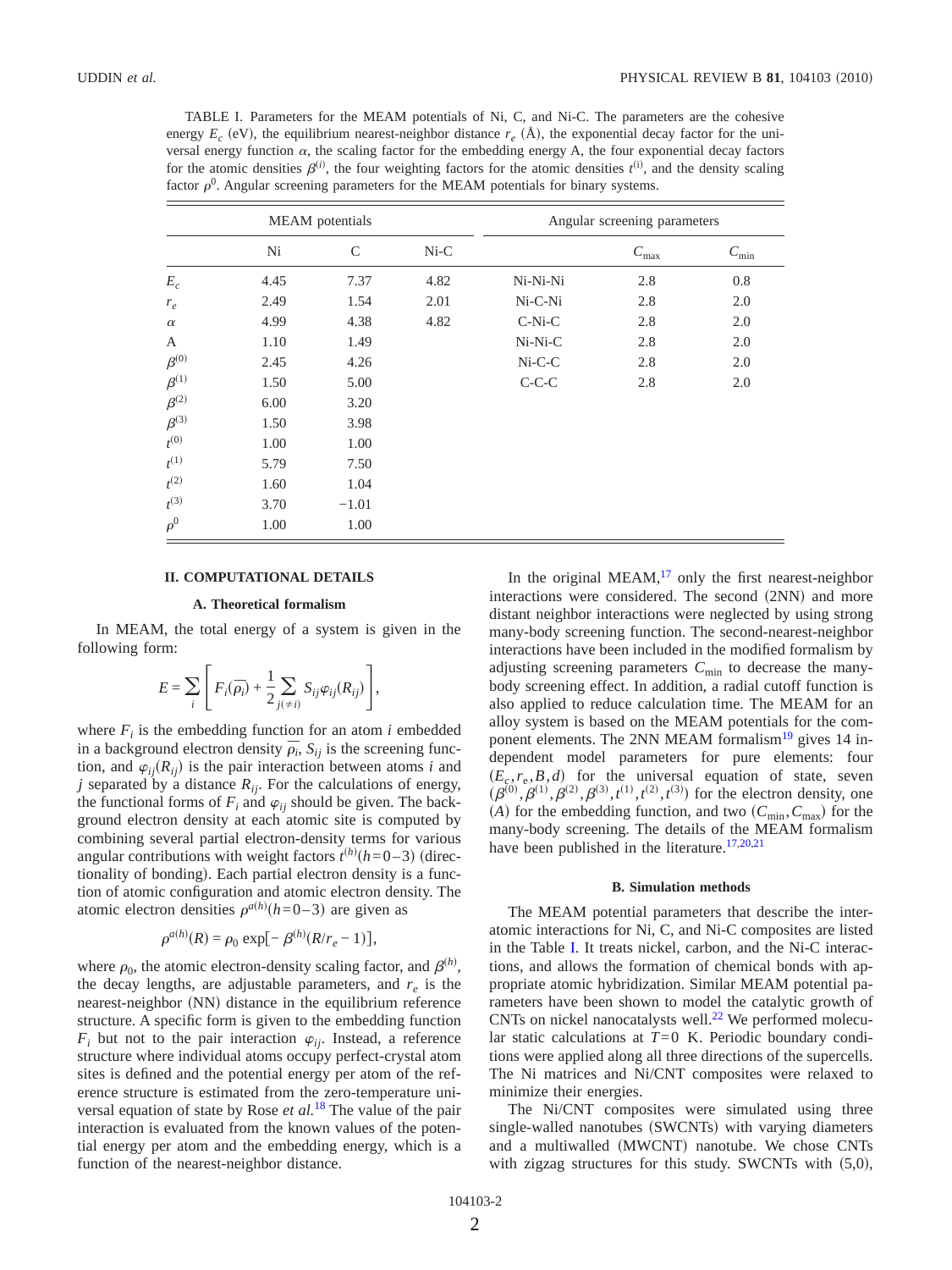TABLE I. Parameters for the MEAM potentials of Ni, C, and Ni-C. The parameters are the cohesive energy $E_c$ (eV), the equilibrium nearest-neighbor distance $r_e$ (Å), the exponential decay factor for the universal energy function $\alpha$, the scaling factor for the embedding energy A, the four exponential decay factors for the atomic densities $\beta^{(i)}$, the four weighting factors for the atomic densities $t^{(i)}$, and the density scaling factor $\rho^0$. Angular screening parameters for the MEAM potentials for binary systems.

| MEAM potentials | | | | Angular screening parameters | | |
|---|---|---|---|---|---|---|
| | Ni | C | Ni-C | | $C_{\max}$ | $C_{\min}$ |
| $E_c$ | 4.45 | 7.37 | 4.82 | Ni-Ni-Ni | 2.8 | 0.8 |
| $r_e$ | 2.49 | 1.54 | 2.01 | Ni-C-Ni | 2.8 | 2.0 |
| $\alpha$ | 4.99 | 4.38 | 4.82 | C-Ni-C | 2.8 | 2.0 |
| A | 1.10 | 1.49 | | Ni-Ni-C | 2.8 | 2.0 |
| $\beta^{(0)}$ | 2.45 | 4.26 | | Ni-C-C | 2.8 | 2.0 |
| $\beta^{(1)}$ | 1.50 | 5.00 | | C-C-C | 2.8 | 2.0 |
| $\beta^{(2)}$ | 6.00 | 3.20 | | | | |
| $\beta^{(3)}$ | 1.50 | 3.98 | | | | |
| $t^{(0)}$ | 1.00 | 1.00 | | | | |
| $t^{(1)}$ | 5.79 | 7.50 | | | | |
| $t^{(2)}$ | 1.60 | 1.04 | | | | |
| $t^{(3)}$ | 3.70 | −1.01 | | | | |
| $\rho^0$ | 1.00 | 1.00 | | | | |

## II. COMPUTATIONAL DETAILS

### A. Theoretical formalism

In MEAM, the total energy of a system is given in the following form:

$$E = \sum_i \left[ F_i(\overline{\rho_i}) + \frac{1}{2} \sum_{j(\neq i)} S_{ij} \varphi_{ij}(R_{ij}) \right],$$

where $F_i$ is the embedding function for an atom $i$ embedded in a background electron density $\overline{\rho_i}$, $S_{ij}$ is the screening function, and $\varphi_{ij}(R_{ij})$ is the pair interaction between atoms $i$ and $j$ separated by a distance $R_{ij}$. For the calculations of energy, the functional forms of $F_i$ and $\varphi_{ij}$ should be given. The background electron density at each atomic site is computed by combining several partial electron-density terms for various angular contributions with weight factors $t^{(h)}(h=0-3)$ (directionality of bonding). Each partial electron density is a function of atomic configuration and atomic electron density. The atomic electron densities $\rho^{a(h)}(h=0-3)$ are given as

$$\rho^{a(h)}(R) = \rho_0 \exp[-\beta^{(h)}(R/r_e - 1)],$$

where $\rho_0$, the atomic electron-density scaling factor, and $\beta^{(h)}$, the decay lengths, are adjustable parameters, and $r_e$ is the nearest-neighbor (NN) distance in the equilibrium reference structure. A specific form is given to the embedding function $F_i$ but not to the pair interaction $\varphi_{ij}$. Instead, a reference structure where individual atoms occupy perfect-crystal atom sites is defined and the potential energy per atom of the reference structure is estimated from the zero-temperature universal equation of state by Rose *et al.*[18] The value of the pair interaction is evaluated from the known values of the potential energy per atom and the embedding energy, which is a function of the nearest-neighbor distance.

In the original MEAM,[17] only the first nearest-neighbor interactions were considered. The second (2NN) and more distant neighbor interactions were neglected by using strong many-body screening function. The second-nearest-neighbor interactions have been included in the modified formalism by adjusting screening parameters $C_{\min}$ to decrease the many-body screening effect. In addition, a radial cutoff function is also applied to reduce calculation time. The MEAM for an alloy system is based on the MEAM potentials for the component elements. The 2NN MEAM formalism[19] gives 14 independent model parameters for pure elements: four $(E_c, r_e, B, d)$ for the universal equation of state, seven $(\beta^{(0)}, \beta^{(1)}, \beta^{(2)}, \beta^{(3)}, t^{(1)}, t^{(2)}, t^{(3)})$ for the electron density, one $(A)$ for the embedding function, and two $(C_{\min}, C_{\max})$ for the many-body screening. The details of the MEAM formalism have been published in the literature.[17,20,21]

### B. Simulation methods

The MEAM potential parameters that describe the interatomic interactions for Ni, C, and Ni-C composites are listed in the Table I. It treats nickel, carbon, and the Ni-C interactions, and allows the formation of chemical bonds with appropriate atomic hybridization. Similar MEAM potential parameters have been shown to model the catalytic growth of CNTs on nickel nanocatalysts well.[22] We performed molecular static calculations at $T=0$ K. Periodic boundary conditions were applied along all three directions of the supercells. The Ni matrices and Ni/CNT composites were relaxed to minimize their energies.

The Ni/CNT composites were simulated using three single-walled nanotubes (SWCNTs) with varying diameters and a multiwalled (MWCNT) nanotube. We chose CNTs with zigzag structures for this study. SWCNTs with (5,0),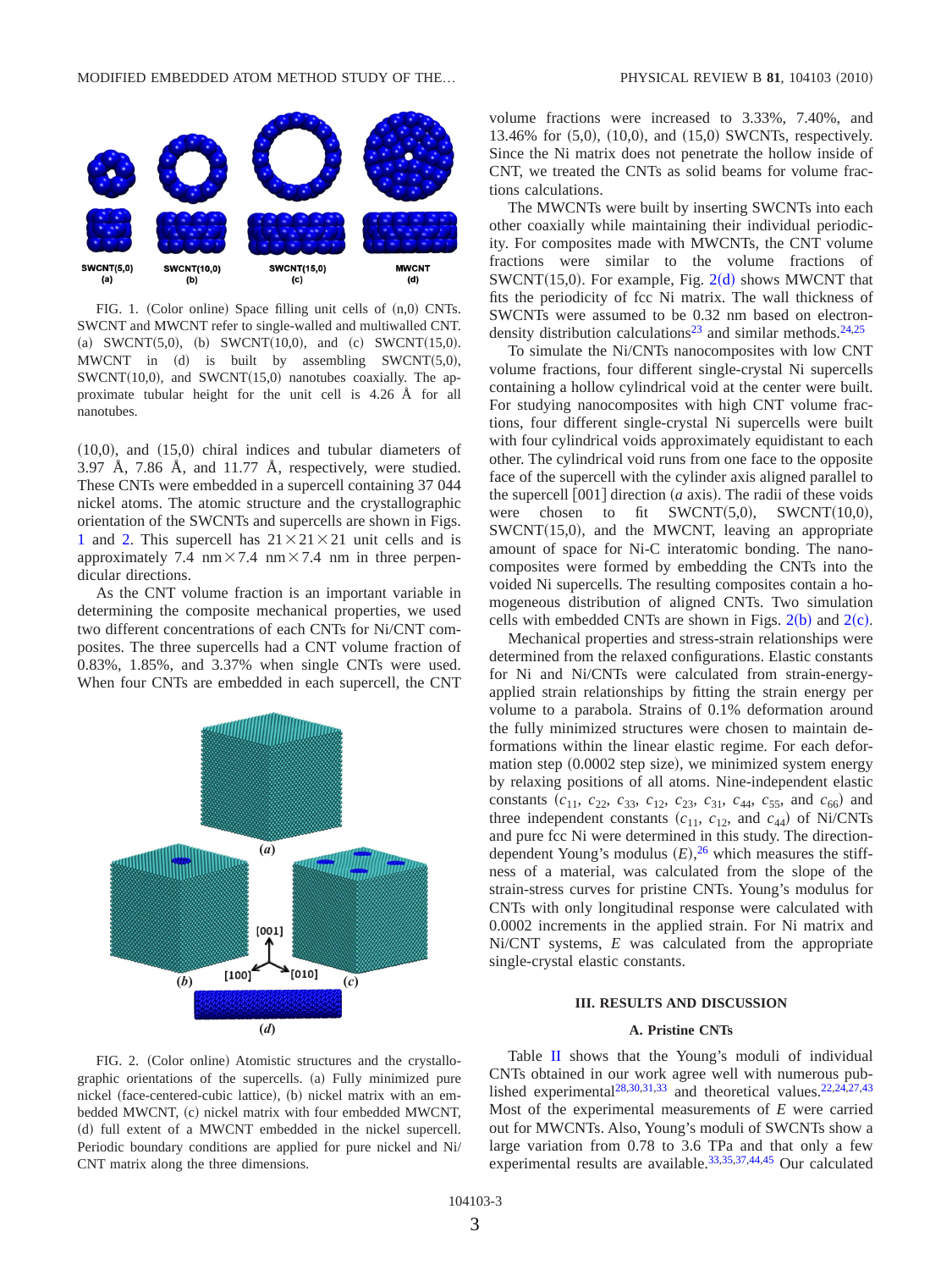FIG. 1. (Color online) Space filling unit cells of (n,0) CNTs. SWCNT and MWCNT refer to single-walled and multiwalled CNT. (a) SWCNT(5,0), (b) SWCNT(10,0), and (c) SWCNT(15,0). MWCNT in (d) is built by assembling SWCNT(5,0), SWCNT(10,0), and SWCNT(15,0) nanotubes coaxially. The approximate tubular height for the unit cell is 4.26 Å for all nanotubes.

(10,0), and (15,0) chiral indices and tubular diameters of 3.97 Å, 7.86 Å, and 11.77 Å, respectively, were studied. These CNTs were embedded in a supercell containing 37 044 nickel atoms. The atomic structure and the crystallographic orientation of the SWCNTs and supercells are shown in Figs. 1 and 2. This supercell has $21\times21\times21$ unit cells and is approximately 7.4 nm$\times$7.4 nm$\times$7.4 nm in three perpendicular directions.

As the CNT volume fraction is an important variable in determining the composite mechanical properties, we used two different concentrations of each CNTs for Ni/CNT composites. The three supercells had a CNT volume fraction of 0.83%, 1.85%, and 3.37% when single CNTs were used. When four CNTs are embedded in each supercell, the CNT volume fractions were increased to 3.33%, 7.40%, and 13.46% for (5,0), (10,0), and (15,0) SWCNTs, respectively. Since the Ni matrix does not penetrate the hollow inside of CNT, we treated the CNTs as solid beams for volume fractions calculations.

The MWCNTs were built by inserting SWCNTs into each other coaxially while maintaining their individual periodicity. For composites made with MWCNTs, the CNT volume fractions were similar to the volume fractions of SWCNT(15,0). For example, Fig. 2(d) shows MWCNT that fits the periodicity of fcc Ni matrix. The wall thickness of SWCNTs were assumed to be 0.32 nm based on electron-density distribution calculations[23] and similar methods.[24,25]

To simulate the Ni/CNTs nanocomposites with low CNT volume fractions, four different single-crystal Ni supercells containing a hollow cylindrical void at the center were built. For studying nanocomposites with high CNT volume fractions, four different single-crystal Ni supercells were built with four cylindrical voids approximately equidistant to each other. The cylindrical void runs from one face to the opposite face of the supercell with the cylinder axis aligned parallel to the supercell [001] direction (*a* axis). The radii of these voids were chosen to fit SWCNT(5,0), SWCNT(10,0), SWCNT(15,0), and the MWCNT, leaving an appropriate amount of space for Ni-C interatomic bonding. The nanocomposites were formed by embedding the CNTs into the voided Ni supercells. The resulting composites contain a homogeneous distribution of aligned CNTs. Two simulation cells with embedded CNTs are shown in Figs. 2(b) and 2(c).

Mechanical properties and stress-strain relationships were determined from the relaxed configurations. Elastic constants for Ni and Ni/CNTs were calculated from strain-energy-applied strain relationships by fitting the strain energy per volume to a parabola. Strains of 0.1% deformation around the fully minimized structures were chosen to maintain deformations within the linear elastic regime. For each deformation step (0.0002 step size), we minimized system energy by relaxing positions of all atoms. Nine-independent elastic constants ($c_{11}$, $c_{22}$, $c_{33}$, $c_{12}$, $c_{23}$, $c_{31}$, $c_{44}$, $c_{55}$, and $c_{66}$) and three independent constants ($c_{11}$, $c_{12}$, and $c_{44}$) of Ni/CNTs and pure fcc Ni were determined in this study. The direction-dependent Young's modulus ($E$),[26] which measures the stiffness of a material, was calculated from the slope of the strain-stress curves for pristine CNTs. Young's modulus for CNTs with only longitudinal response were calculated with 0.0002 increments in the applied strain. For Ni matrix and Ni/CNT systems, $E$ was calculated from the appropriate single-crystal elastic constants.

FIG. 2. (Color online) Atomistic structures and the crystallographic orientations of the supercells. (a) Fully minimized pure nickel (face-centered-cubic lattice), (b) nickel matrix with an embedded MWCNT, (c) nickel matrix with four embedded MWCNT, (d) full extent of a MWCNT embedded in the nickel supercell. Periodic boundary conditions are applied for pure nickel and Ni/CNT matrix along the three dimensions.

## III. RESULTS AND DISCUSSION

### A. Pristine CNTs

Table II shows that the Young's moduli of individual CNTs obtained in our work agree well with numerous published experimental[28,30,31,33] and theoretical values.[22,24,27,43] Most of the experimental measurements of $E$ were carried out for MWCNTs. Also, Young's moduli of SWCNTs show a large variation from 0.78 to 3.6 TPa and that only a few experimental results are available.[33,35,37,44,45] Our calculated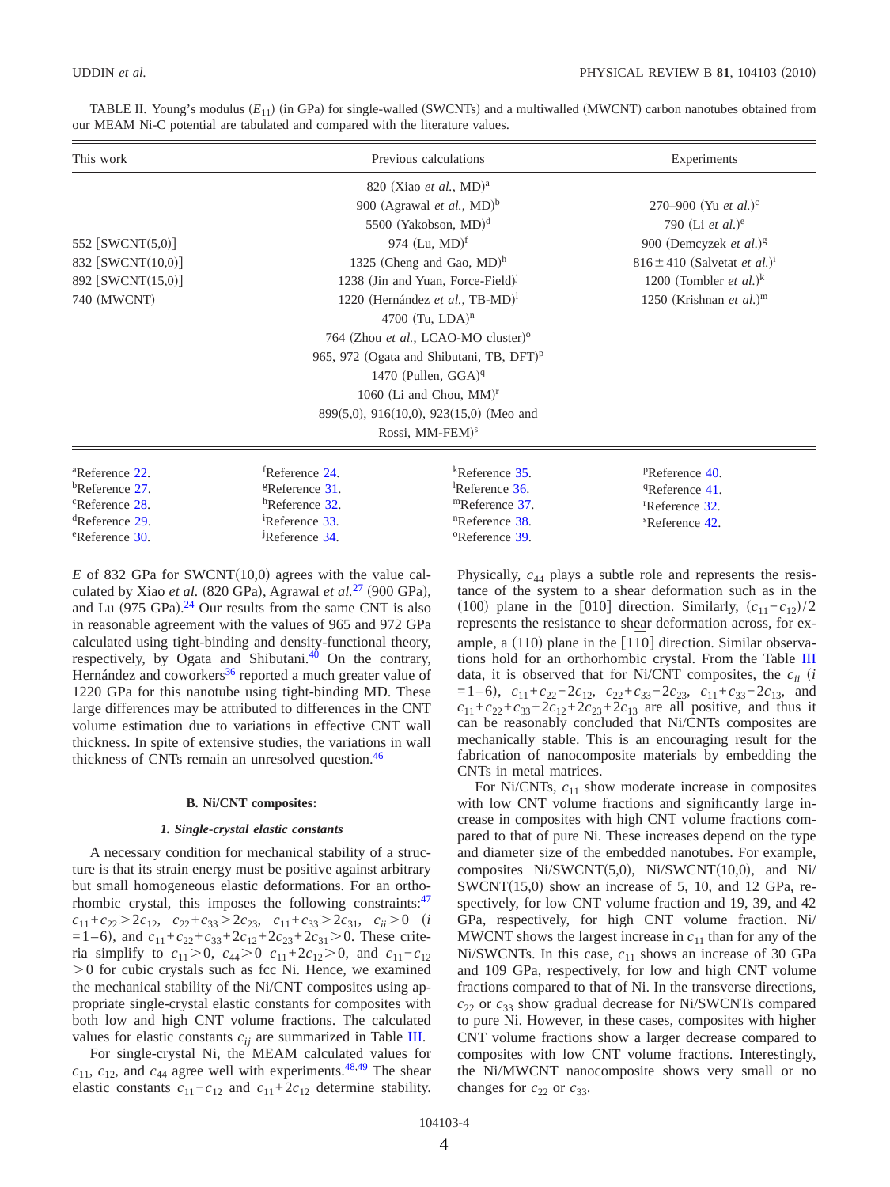TABLE II. Young's modulus ($E_{11}$) (in GPa) for single-walled (SWCNTs) and a multiwalled (MWCNT) carbon nanotubes obtained from our MEAM Ni-C potential are tabulated and compared with the literature values.

| This work | Previous calculations | Experiments |
|---|---|---|
| | 820 (Xiao *et al.*, MD)[a] | |
| | 900 (Agrawal *et al.*, MD)[b] | 270–900 (Yu *et al.*)[c] |
| | 5500 (Yakobson, MD)[d] | 790 (Li *et al.*)[e] |
| 552 [SWCNT(5,0)] | 974 (Lu, MD)[f] | 900 (Demcyzek *et al.*)[g] |
| 832 [SWCNT(10,0)] | 1325 (Cheng and Gao, MD)[h] | $816 \pm 410$ (Salvetat *et al.*)[i] |
| 892 [SWCNT(15,0)] | 1238 (Jin and Yuan, Force-Field)[j] | 1200 (Tombler *et al.*)[k] |
| 740 (MWCNT) | 1220 (Hernández *et al.*, TB-MD)[l] | 1250 (Krishnan *et al.*)[m] |
| | 4700 (Tu, LDA)[n] | |
| | 764 (Zhou *et al.*, LCAO-MO cluster)[o] | |
| | 965, 972 (Ogata and Shibutani, TB, DFT)[p] | |
| | 1470 (Pullen, GGA)[q] | |
| | 1060 (Li and Chou, MM)[r] | |
| | 899(5,0), 916(10,0), 923(15,0) (Meo and Rossi, MM-FEM)[s] | |

[a]Reference 22.
[b]Reference 27.
[c]Reference 28.
[d]Reference 29.
[e]Reference 30.
[f]Reference 24.
[g]Reference 31.
[h]Reference 32.
[i]Reference 33.
[j]Reference 34.
[k]Reference 35.
[l]Reference 36.
[m]Reference 37.
[n]Reference 38.
[o]Reference 39.
[p]Reference 40.
[q]Reference 41.
[r]Reference 32.
[s]Reference 42.

$E$ of 832 GPa for SWCNT(10,0) agrees with the value calculated by Xiao *et al.* (820 GPa), Agrawal *et al.*[27] (900 GPa), and Lu (975 GPa).[24] Our results from the same CNT is also in reasonable agreement with the values of 965 and 972 GPa calculated using tight-binding and density-functional theory, respectively, by Ogata and Shibutani.[40] On the contrary, Hernández and coworkers[36] reported a much greater value of 1220 GPa for this nanotube using tight-binding MD. These large differences may be attributed to differences in the CNT volume estimation due to variations in effective CNT wall thickness. In spite of extensive studies, the variations in wall thickness of CNTs remain an unresolved question.[46]

### B. Ni/CNT composites:

#### 1. Single-crystal elastic constants

A necessary condition for mechanical stability of a structure is that its strain energy must be positive against arbitrary but small homogeneous elastic deformations. For an orthorhombic crystal, this imposes the following constraints:[47] $c_{11}+c_{22}>2c_{12}$, $c_{22}+c_{33}>2c_{23}$, $c_{11}+c_{33}>2c_{31}$, $c_{ii}>0$ ($i=1$–6), and $c_{11}+c_{22}+c_{33}+2c_{12}+2c_{23}+2c_{31}>0$. These criteria simplify to $c_{11}>0$, $c_{44}>0$ $c_{11}+2c_{12}>0$, and $c_{11}-c_{12}>0$ for cubic crystals such as fcc Ni. Hence, we examined the mechanical stability of the Ni/CNT composites using appropriate single-crystal elastic constants for composites with both low and high CNT volume fractions. The calculated values for elastic constants $c_{ij}$ are summarized in Table III.

For single-crystal Ni, the MEAM calculated values for $c_{11}$, $c_{12}$, and $c_{44}$ agree well with experiments.[48,49] The shear elastic constants $c_{11}-c_{12}$ and $c_{11}+2c_{12}$ determine stability. Physically, $c_{44}$ plays a subtle role and represents the resistance of the system to a shear deformation such as in the (100) plane in the [010] direction. Similarly, $(c_{11}-c_{12})/2$ represents the resistance to shear deformation across, for example, a (110) plane in the $[1\bar{1}0]$ direction. Similar observations hold for an orthorhombic crystal. From the Table III data, it is observed that for Ni/CNT composites, the $c_{ii}$ ($i=1$–6), $c_{11}+c_{22}-2c_{12}$, $c_{22}+c_{33}-2c_{23}$, $c_{11}+c_{33}-2c_{13}$, and $c_{11}+c_{22}+c_{33}+2c_{12}+2c_{23}+2c_{13}$ are all positive, and thus it can be reasonably concluded that Ni/CNTs composites are mechanically stable. This is an encouraging result for the fabrication of nanocomposite materials by embedding the CNTs in metal matrices.

For Ni/CNTs, $c_{11}$ show moderate increase in composites with low CNT volume fractions and significantly large increase in composites with high CNT volume fractions compared to that of pure Ni. These increases depend on the type and diameter size of the embedded nanotubes. For example, composites Ni/SWCNT(5,0), Ni/SWCNT(10,0), and Ni/SWCNT(15,0) show an increase of 5, 10, and 12 GPa, respectively, for low CNT volume fraction and 19, 39, and 42 GPa, respectively, for high CNT volume fraction. Ni/MWCNT shows the largest increase in $c_{11}$ than for any of the Ni/SWCNTs. In this case, $c_{11}$ shows an increase of 30 GPa and 109 GPa, respectively, for low and high CNT volume fractions compared to that of Ni. In the transverse directions, $c_{22}$ or $c_{33}$ show gradual decrease for Ni/SWCNTs compared to pure Ni. However, in these cases, composites with higher CNT volume fractions show a larger decrease compared to composites with low CNT volume fractions. Interestingly, the Ni/MWCNT nanocomposite shows very small or no changes for $c_{22}$ or $c_{33}$.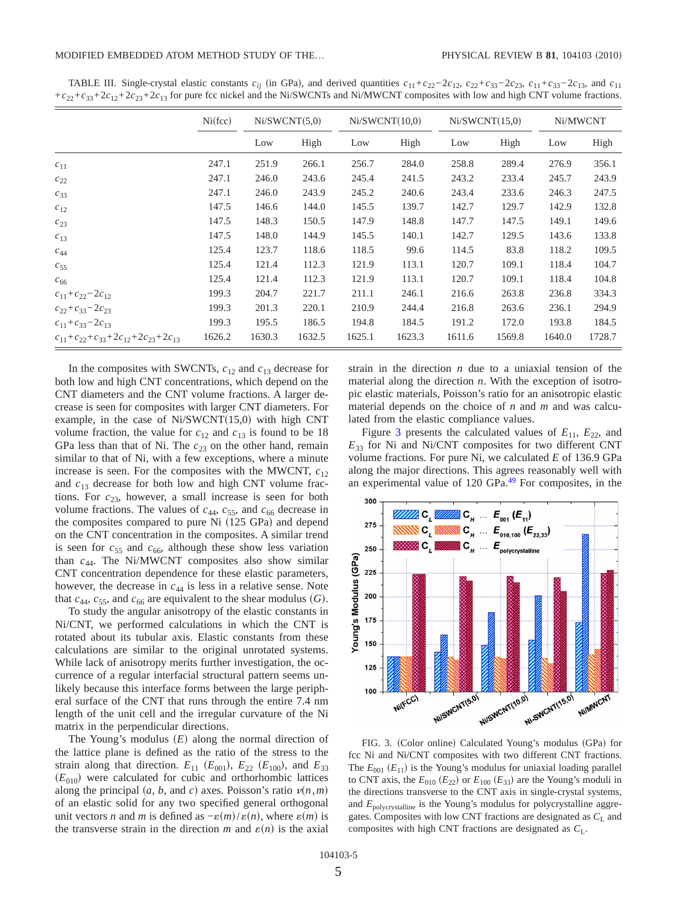TABLE III. Single-crystal elastic constants $c_{ij}$ (in GPa), and derived quantities $c_{11}+c_{22}-2c_{12}$, $c_{22}+c_{33}-2c_{23}$, $c_{11}+c_{33}-2c_{13}$, and $c_{11}+c_{22}+c_{33}+2c_{12}+2c_{23}+2c_{13}$ for pure fcc nickel and the Ni/SWCNTs and Ni/MWCNT composites with low and high CNT volume fractions.

| | Ni(fcc) | Ni/SWCNT(5,0) | | Ni/SWCNT(10,0) | | Ni/SWCNT(15,0) | | Ni/MWCNT | |
|---|---|---|---|---|---|---|---|---|---|
| | | Low | High | Low | High | Low | High | Low | High |
| $c_{11}$ | 247.1 | 251.9 | 266.1 | 256.7 | 284.0 | 258.8 | 289.4 | 276.9 | 356.1 |
| $c_{22}$ | 247.1 | 246.0 | 243.6 | 245.4 | 241.5 | 243.2 | 233.4 | 245.7 | 243.9 |
| $c_{33}$ | 247.1 | 246.0 | 243.9 | 245.2 | 240.6 | 243.4 | 233.6 | 246.3 | 247.5 |
| $c_{12}$ | 147.5 | 146.6 | 144.0 | 145.5 | 139.7 | 142.7 | 129.7 | 142.9 | 132.8 |
| $c_{23}$ | 147.5 | 148.3 | 150.5 | 147.9 | 148.8 | 147.7 | 147.5 | 149.1 | 149.6 |
| $c_{13}$ | 147.5 | 148.0 | 144.9 | 145.5 | 140.1 | 142.7 | 129.5 | 143.6 | 133.8 |
| $c_{44}$ | 125.4 | 123.7 | 118.6 | 118.5 | 99.6 | 114.5 | 83.8 | 118.2 | 109.5 |
| $c_{55}$ | 125.4 | 121.4 | 112.3 | 121.9 | 113.1 | 120.7 | 109.1 | 118.4 | 104.7 |
| $c_{66}$ | 125.4 | 121.4 | 112.3 | 121.9 | 113.1 | 120.7 | 109.1 | 118.4 | 104.8 |
| $c_{11}+c_{22}-2c_{12}$ | 199.3 | 204.7 | 221.7 | 211.1 | 246.1 | 216.6 | 263.8 | 236.8 | 334.3 |
| $c_{22}+c_{33}-2c_{23}$ | 199.3 | 201.3 | 220.1 | 210.9 | 244.4 | 216.8 | 263.6 | 236.1 | 294.9 |
| $c_{11}+c_{33}-2c_{13}$ | 199.3 | 195.5 | 186.5 | 194.8 | 184.5 | 191.2 | 172.0 | 193.8 | 184.5 |
| $c_{11}+c_{22}+c_{33}+2c_{12}+2c_{23}+2c_{13}$ | 1626.2 | 1630.3 | 1632.5 | 1625.1 | 1623.3 | 1611.6 | 1569.8 | 1640.0 | 1728.7 |

In the composites with SWCNTs, $c_{12}$ and $c_{13}$ decrease for both low and high CNT concentrations, which depend on the CNT diameters and the CNT volume fractions. A larger decrease is seen for composites with larger CNT diameters. For example, in the case of Ni/SWCNT(15,0) with high CNT volume fraction, the value for $c_{12}$ and $c_{13}$ is found to be 18 GPa less than that of Ni. The $c_{23}$ on the other hand, remain similar to that of Ni, with a few exceptions, where a minute increase is seen. For the composites with the MWCNT, $c_{12}$ and $c_{13}$ decrease for both low and high CNT volume fractions. For $c_{23}$, however, a small increase is seen for both volume fractions. The values of $c_{44}$, $c_{55}$, and $c_{66}$ decrease in the composites compared to pure Ni (125 GPa) and depend on the CNT concentration in the composites. A similar trend is seen for $c_{55}$ and $c_{66}$, although these show less variation than $c_{44}$. The Ni/MWCNT composites also show similar CNT concentration dependence for these elastic parameters, however, the decrease in $c_{44}$ is less in a relative sense. Note that $c_{44}$, $c_{55}$, and $c_{66}$ are equivalent to the shear modulus ($G$).

To study the angular anisotropy of the elastic constants in Ni/CNT, we performed calculations in which the CNT is rotated about its tubular axis. Elastic constants from these calculations are similar to the original unrotated systems. While lack of anisotropy merits further investigation, the occurrence of a regular interfacial structural pattern seems unlikely because this interface forms between the large peripheral surface of the CNT that runs through the entire 7.4 nm length of the unit cell and the irregular curvature of the Ni matrix in the perpendicular directions.

The Young's modulus ($E$) along the normal direction of the lattice plane is defined as the ratio of the stress to the strain along that direction. $E_{11}$ ($E_{001}$), $E_{22}$ ($E_{100}$), and $E_{33}$ ($E_{010}$) were calculated for cubic and orthorhombic lattices along the principal ($a$, $b$, and $c$) axes. Poisson's ratio $\nu(n,m)$ of an elastic solid for any two specified general orthogonal unit vectors $n$ and $m$ is defined as $-\varepsilon(m)/\varepsilon(n)$, where $\varepsilon(m)$ is the transverse strain in the direction $m$ and $\varepsilon(n)$ is the axial strain in the direction $n$ due to a uniaxial tension of the material along the direction $n$. With the exception of isotropic elastic materials, Poisson's ratio for an anisotropic elastic material depends on the choice of $n$ and $m$ and was calculated from the elastic compliance values.

Figure 3 presents the calculated values of $E_{11}$, $E_{22}$, and $E_{33}$ for Ni and Ni/CNT composites for two different CNT volume fractions. For pure Ni, we calculated $E$ of 136.9 GPa along the major directions. This agrees reasonably well with an experimental value of 120 GPa.[49] For composites, in the

FIG. 3. (Color online) Calculated Young's modulus (GPa) for fcc Ni and Ni/CNT composites with two different CNT fractions. The $E_{001}$ ($E_{11}$) is the Young's modulus for uniaxial loading parallel to CNT axis, the $E_{010}$ ($E_{22}$) or $E_{100}$ ($E_{33}$) are the Young's moduli in the directions transverse to the CNT axis in single-crystal systems, and $E_{\text{polycrystalline}}$ is the Young's modulus for polycrystalline aggregates. Composites with low CNT fractions are designated as $C_L$ and composites with high CNT fractions are designated as $C_L$.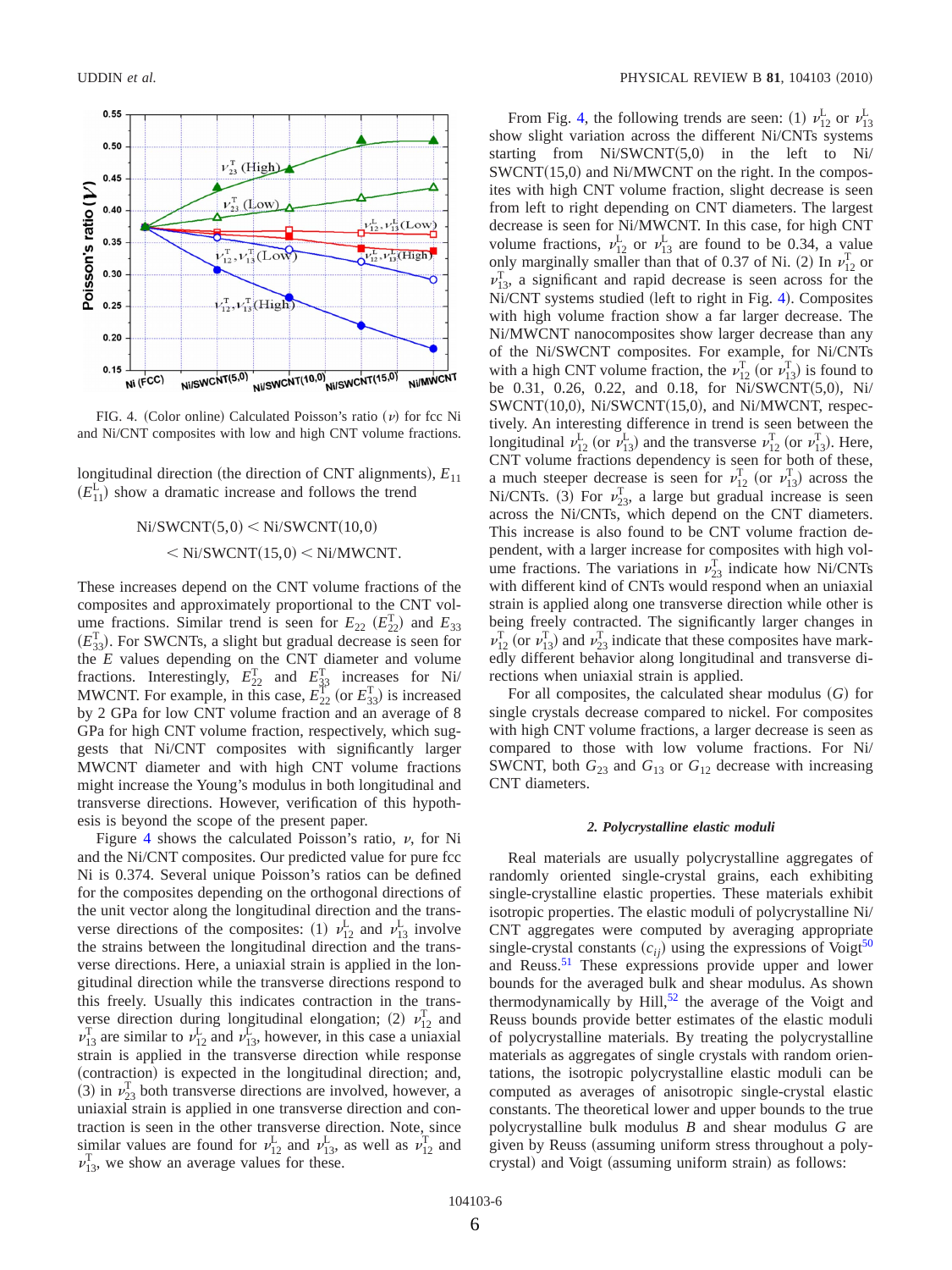FIG. 4. (Color online) Calculated Poisson's ratio ($\nu$) for fcc Ni and Ni/CNT composites with low and high CNT volume fractions.

longitudinal direction (the direction of CNT alignments), $E_{11}$ ($E_{11}^{\rm L}$) show a dramatic increase and follows the trend

$$\text{Ni/SWCNT}(5,0) < \text{Ni/SWCNT}(10,0) < \text{Ni/SWCNT}(15,0) < \text{Ni/MWCNT}.$$

These increases depend on the CNT volume fractions of the composites and approximately proportional to the CNT volume fractions. Similar trend is seen for $E_{22}$ ($E_{22}^{\rm T}$) and $E_{33}$ ($E_{33}^{\rm T}$). For SWCNTs, a slight but gradual decrease is seen for the $E$ values depending on the CNT diameter and volume fractions. Interestingly, $E_{22}^{\rm T}$ and $E_{33}^{\rm T}$ increases for Ni/MWCNT. For example, in this case, $E_{22}^{\rm T}$ (or $E_{33}^{\rm T}$) is increased by 2 GPa for low CNT volume fraction and an average of 8 GPa for high CNT volume fraction, respectively, which suggests that Ni/CNT composites with significantly larger MWCNT diameter and with high CNT volume fractions might increase the Young's modulus in both longitudinal and transverse directions. However, verification of this hypothesis is beyond the scope of the present paper.

Figure 4 shows the calculated Poisson's ratio, $\nu$, for Ni and the Ni/CNT composites. Our predicted value for pure fcc Ni is 0.374. Several unique Poisson's ratios can be defined for the composites depending on the orthogonal directions of the unit vector along the longitudinal direction and the transverse directions of the composites: (1) $\nu_{12}^{\rm L}$ and $\nu_{13}^{\rm L}$ involve the strains between the longitudinal direction and the transverse directions. Here, a uniaxial strain is applied in the longitudinal direction while the transverse directions respond to this freely. Usually this indicates contraction in the transverse direction during longitudinal elongation; (2) $\nu_{12}^{\rm T}$ and $\nu_{13}^{\rm T}$ are similar to $\nu_{12}^{\rm L}$ and $\nu_{13}^{\rm L}$, however, in this case a uniaxial strain is applied in the transverse direction while response (contraction) is expected in the longitudinal direction; and, (3) in $\nu_{23}^{\rm T}$ both transverse directions are involved, however, a uniaxial strain is applied in one transverse direction and contraction is seen in the other transverse direction. Note, since similar values are found for $\nu_{12}^{\rm L}$ and $\nu_{13}^{\rm L}$, as well as $\nu_{12}^{\rm T}$ and $\nu_{13}^{\rm T}$, we show an average values for these.

From Fig. 4, the following trends are seen: (1) $\nu_{12}^{\rm L}$ or $\nu_{13}^{\rm L}$ show slight variation across the different Ni/CNTs systems starting from Ni/SWCNT(5,0) in the left to Ni/SWCNT(15,0) and Ni/MWCNT on the right. In the composites with high CNT volume fraction, slight decrease is seen from left to right depending on CNT diameters. The largest decrease is seen for Ni/MWCNT. In this case, for high CNT volume fractions, $\nu_{12}^{\rm L}$ or $\nu_{13}^{\rm L}$ are found to be 0.34, a value only marginally smaller than that of 0.37 of Ni. (2) In $\nu_{12}^{\rm T}$ or $\nu_{13}^{\rm T}$, a significant and rapid decrease is seen across for the Ni/CNT systems studied (left to right in Fig. 4). Composites with high volume fraction show a far larger decrease. The Ni/MWCNT nanocomposites show larger decrease than any of the Ni/SWCNT composites. For example, for Ni/CNTs with a high CNT volume fraction, the $\nu_{12}^{\rm T}$ (or $\nu_{13}^{\rm T}$) is found to be 0.31, 0.26, 0.22, and 0.18, for Ni/SWCNT(5,0), Ni/SWCNT(10,0), Ni/SWCNT(15,0) and Ni/MWCNT, respectively. An interesting difference in trend is seen between the longitudinal $\nu_{12}^{\rm L}$ (or $\nu_{13}^{\rm L}$) and the transverse $\nu_{12}^{\rm T}$ (or $\nu_{13}^{\rm T}$). Here, CNT volume fractions dependency is seen for both of these, a much steeper decrease is seen for $\nu_{12}^{\rm T}$ (or $\nu_{13}^{\rm T}$) across the Ni/CNTs. (3) For $\nu_{23}^{\rm T}$, a large but gradual increase is seen across the Ni/CNTs, which depend on the CNT diameters. This increase is also found to be CNT volume fraction dependent, with a larger increase for composites with high volume fractions. The variations in $\nu_{23}^{\rm T}$ indicate how Ni/CNTs with different kind of CNTs would respond when an uniaxial strain is applied along one transverse direction while other is being freely contracted. The significantly larger changes in $\nu_{12}^{\rm T}$ (or $\nu_{13}^{\rm T}$) and $\nu_{23}^{\rm T}$ indicate that these composites have markedly different behavior along longitudinal and transverse directions when uniaxial strain is applied.

For all composites, the calculated shear modulus ($G$) for single crystals decrease compared to nickel. For composites with high CNT volume fractions, a larger decrease is seen as compared to those with low volume fractions. For Ni/SWCNT, both $G_{23}$ and $G_{13}$ or $G_{12}$ decrease with increasing CNT diameters.

### *2. Polycrystalline elastic moduli*

Real materials are usually polycrystalline aggregates of randomly oriented single-crystal grains, each exhibiting single-crystalline elastic properties. These materials exhibit isotropic properties. The elastic moduli of polycrystalline Ni/CNT aggregates were computed by averaging appropriate single-crystal constants ($c_{ij}$) using the expressions of Voigt[50] and Reuss.[51] These expressions provide upper and lower bounds for the averaged bulk and shear modulus. As shown thermodynamically by Hill,[52] the average of the Voigt and Reuss bounds provide better estimates of the elastic moduli of polycrystalline materials. By treating the polycrystalline materials as aggregates of single crystals with random orientations, the isotropic polycrystalline elastic moduli can be computed as averages of anisotropic single-crystal elastic constants. The theoretical lower and upper bounds to the true polycrystalline bulk modulus $B$ and shear modulus $G$ are given by Reuss (assuming uniform stress throughout a polycrystal) and Voigt (assuming uniform strain) as follows: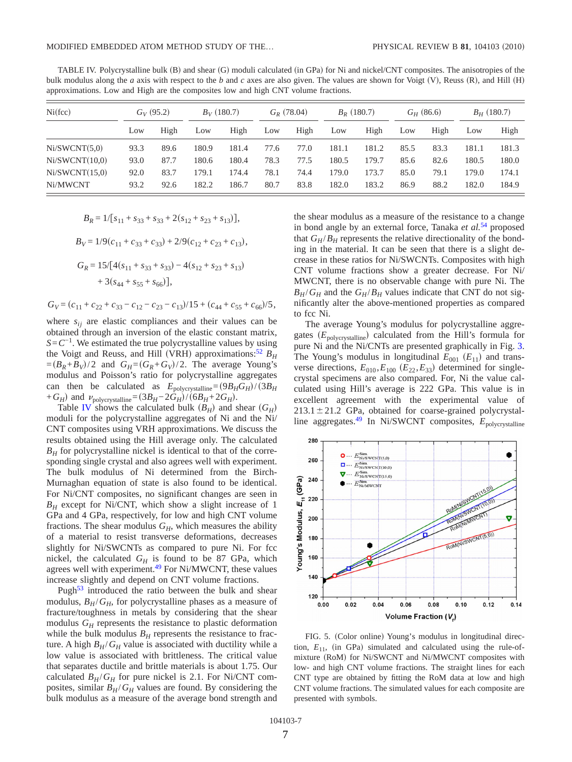TABLE IV. Polycrystalline bulk (B) and shear (G) moduli calculated (in GPa) for Ni and nickel/CNT composites. The anisotropies of the bulk modulus along the *a* axis with respect to the *b* and *c* axes are also given. The values are shown for Voigt (V), Reuss (R), and Hill (H) approximations. Low and High are the composites low and high CNT volume fractions.

| Ni(fcc) | $G_V$ (95.2) | | $B_V$ (180.7) | | $G_R$ (78.04) | | $B_R$ (180.7) | | $G_H$ (86.6) | | $B_H$ (180.7) | |
|---|---|---|---|---|---|---|---|---|---|---|---|---|
| | Low | High | Low | High | Low | High | Low | High | Low | High | Low | High |
| Ni/SWCNT(5,0) | 93.3 | 89.6 | 180.9 | 181.4 | 77.6 | 77.0 | 181.1 | 181.2 | 85.5 | 83.3 | 181.1 | 181.3 |
| Ni/SWCNT(10,0) | 93.0 | 87.7 | 180.6 | 180.4 | 78.3 | 77.5 | 180.5 | 179.7 | 85.6 | 82.6 | 180.5 | 180.0 |
| Ni/SWCNT(15,0) | 92.0 | 83.7 | 179.1 | 174.4 | 78.1 | 74.4 | 179.0 | 173.7 | 85.0 | 79.1 | 179.0 | 174.1 |
| Ni/MWCNT | 93.2 | 92.6 | 182.2 | 186.7 | 80.7 | 83.8 | 182.0 | 183.2 | 86.9 | 88.2 | 182.0 | 184.9 |

$$B_R = 1/[s_{11} + s_{33} + s_{33} + 2(s_{12} + s_{23} + s_{13})],$$

$$B_V = 1/9(c_{11} + c_{33} + c_{33}) + 2/9(c_{12} + c_{23} + c_{13}),$$

$$G_R = 15/[4(s_{11} + s_{33} + s_{33}) - 4(s_{12} + s_{23} + s_{13}) + 3(s_{44} + s_{55} + s_{66})],$$

$$G_V = (c_{11} + c_{22} + c_{33} - c_{12} - c_{23} - c_{13})/15 + (c_{44} + c_{55} + c_{66})/5,$$

where $s_{ij}$ are elastic compliances and their values can be obtained through an inversion of the elastic constant matrix, $S=C^{-1}$. We estimated the true polycrystalline values by using the Voigt and Reuss, and Hill (VRH) approximations:[52] $B_H = (B_R + B_V)/2$ and $G_H = (G_R + G_V)/2$. The average Young's modulus and Poisson's ratio for polycrystalline aggregates can then be calculated as $E_{\text{polycrystalline}} = (9B_H G_H)/(3B_H + G_H)$ and $\nu_{\text{polycrystalline}} = (3B_H - 2G_H)/(6B_H + 2G_H)$.

Table IV shows the calculated bulk ($B_H$) and shear ($G_H$) moduli for the polycrystalline aggregates of Ni and the Ni/CNT composites using VRH approximations. We discuss the results obtained using the Hill average only. The calculated $B_H$ for polycrystalline nickel is identical to that of the corresponding single crystal and also agrees well with experiment. The bulk modulus of Ni determined from the Birch-Murnaghan equation of state is also found to be identical. For Ni/CNT composites, no significant changes are seen in $B_H$ except for Ni/CNT, which show a slight increase of 1 GPa and 4 GPa, respectively, for low and high CNT volume fractions. The shear modulus $G_H$, which measures the ability of a material to resist transverse deformations, decreases slightly for Ni/SWCNTs as compared to pure Ni. For fcc nickel, the calculated $G_H$ is found to be 87 GPa, which agrees well with experiment.[49] For Ni/MWCNT, these values increase slightly and depend on CNT volume fractions.

Pugh[53] introduced the ratio between the bulk and shear modulus, $B_H/G_H$, for polycrystalline phases as a measure of fracture/toughness in metals by considering that the shear modulus $G_H$ represents the resistance to plastic deformation while the bulk modulus $B_H$ represents the resistance to fracture. A high $B_H/G_H$ value is associated with ductility while a low value is associated with brittleness. The critical value that separates ductile and brittle materials is about 1.75. Our calculated $B_H/G_H$ for pure nickel is 2.1. For Ni/CNT composites, similar $B_H/G_H$ values are found. By considering the bulk modulus as a measure of the average bond strength and the shear modulus as a measure of the resistance to a change in bond angle by an external force, Tanaka *et al.*[54] proposed that $G_H/B_H$ represents the relative directionality of the bonding in the material. It can be seen that there is a slight decrease in these ratios for Ni/SWCNTs. Composites with high CNT volume fractions show a greater decrease. For Ni/MWCNT, there is no observable change with pure Ni. The $B_H/G_H$ and the $G_H/B_H$ values indicate that CNT do not significantly alter the above-mentioned properties as compared to fcc Ni.

The average Young's modulus for polycrystalline aggregates ($E_{\text{polycrystalline}}$) calculated from the Hill's formula for pure Ni and the Ni/CNTs are presented graphically in Fig. 3. The Young's modulus in longitudinal $E_{001}$ ($E_{11}$) and transverse directions, $E_{010}, E_{100}$ ($E_{22}, E_{33}$) determined for single-crystal specimens are also compared. For, Ni the value calculated using Hill's average is 222 GPa. This value is in excellent agreement with the experimental value of $213.1 \pm 21.2$ GPa, obtained for coarse-grained polycrystalline aggregates.[49] In Ni/SWCNT composites, $E_{\text{polycrystalline}}$

FIG. 5. (Color online) Young's modulus in longitudinal direction, $E_{11}$, (in GPa) simulated and calculated using the rule-of-mixture (RoM) for Ni/SWCNT and Ni/MWCNT composites with low- and high CNT volume fractions. The straight lines for each CNT type are obtained by fitting the RoM data at low and high CNT volume fractions. The simulated values for each composite are presented with symbols.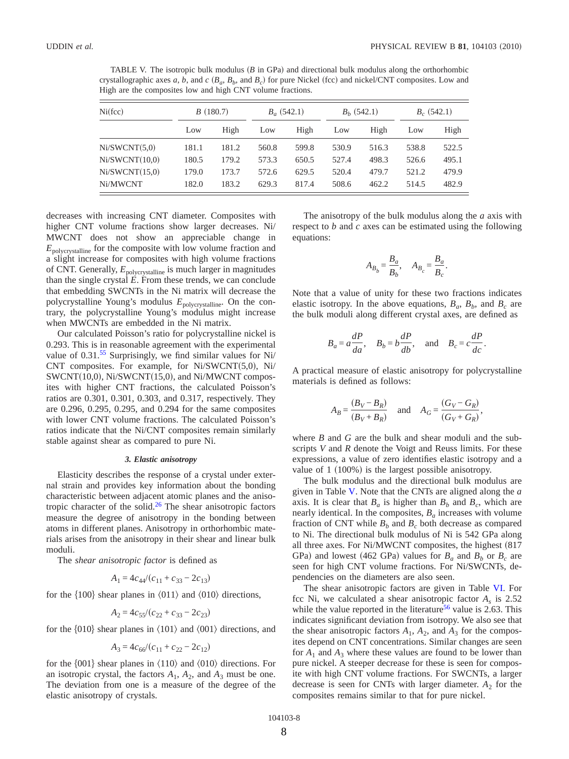TABLE V. The isotropic bulk modulus ($B$ in GPa) and directional bulk modulus along the orthorhombic crystallographic axes $a$, $b$, and $c$ ($B_a$, $B_b$, and $B_c$) for pure Nickel (fcc) and nickel/CNT composites. Low and High are the composites low and high CNT volume fractions.

| Ni(fcc) | $B$ (180.7) | | $B_a$ (542.1) | | $B_b$ (542.1) | | $B_c$ (542.1) | |
|---|---|---|---|---|---|---|---|---|
| | Low | High | Low | High | Low | High | Low | High |
| Ni/SWCNT(5,0) | 181.1 | 181.2 | 560.8 | 599.8 | 530.9 | 516.3 | 538.8 | 522.5 |
| Ni/SWCNT(10,0) | 180.5 | 179.2 | 573.3 | 650.5 | 527.4 | 498.3 | 526.6 | 495.1 |
| Ni/SWCNT(15,0) | 179.0 | 173.7 | 572.6 | 629.5 | 520.4 | 479.7 | 521.2 | 479.9 |
| Ni/MWCNT | 182.0 | 183.2 | 629.3 | 817.4 | 508.6 | 462.2 | 514.5 | 482.9 |

decreases with increasing CNT diameter. Composites with higher CNT volume fractions show larger decreases. Ni/MWCNT does not show an appreciable change in $E_{\text{polycrystalline}}$ for the composite with low volume fraction and a slight increase for composites with high volume fractions of CNT. Generally, $E_{\text{polycrystalline}}$ is much larger in magnitudes than the single crystal $E$. From these trends, we can conclude that embedding SWCNTs in the Ni matrix will decrease the polycrystalline Young's modulus $E_{\text{polycrystalline}}$. On the contrary, the polycrystalline Young's modulus might increase when MWCNTs are embedded in the Ni matrix.

Our calculated Poisson's ratio for polycrystalline nickel is 0.293. This is in reasonable agreement with the experimental value of 0.31.[55] Surprisingly, we find similar values for Ni/CNT composites. For example, for Ni/SWCNT(5,0), Ni/SWCNT(10,0), Ni/SWCNT(15,0), and Ni/MWCNT composites with higher CNT fractions, the calculated Poisson's ratios are 0.301, 0.301, 0.303, and 0.317, respectively. They are 0.296, 0.295, 0.295, and 0.294 for the same composites with lower CNT volume fractions. The calculated Poisson's ratios indicate that the Ni/CNT composites remain similarly stable against shear as compared to pure Ni.

#### 3. Elastic anisotropy

Elasticity describes the response of a crystal under external strain and provides key information about the bonding characteristic between adjacent atomic planes and the anisotropic character of the solid.[26] The shear anisotropic factors measure the degree of anisotropy in the bonding between atoms in different planes. Anisotropy in orthorhombic materials arises from the anisotropy in their shear and linear bulk moduli.

The *shear anisotropic factor* is defined as

$$A_1 = 4c_{44}/(c_{11} + c_{33} - 2c_{13})$$

for the {100} shear planes in ⟨011⟩ and ⟨010⟩ directions,

$$A_2 = 4c_{55}/(c_{22} + c_{33} - 2c_{23})$$

for the {010} shear planes in ⟨101⟩ and ⟨001⟩ directions, and

$$A_3 = 4c_{66}/(c_{11} + c_{22} - 2c_{12})$$

for the {001} shear planes in ⟨110⟩ and ⟨010⟩ directions. For an isotropic crystal, the factors $A_1$, $A_2$, and $A_3$ must be one. The deviation from one is a measure of the degree of the elastic anisotropy of crystals.

The anisotropy of the bulk modulus along the $a$ axis with respect to $b$ and $c$ axes can be estimated using the following equations:

$$A_{B_b} = \frac{B_a}{B_b}, \quad A_{B_c} = \frac{B_a}{B_c}.$$

Note that a value of unity for these two fractions indicates elastic isotropy. In the above equations, $B_a$, $B_b$, and $B_c$ are the bulk moduli along different crystal axes, are defined as

$$B_a = a\frac{dP}{da}, \quad B_b = b\frac{dP}{db}, \quad \text{and} \quad B_c = c\frac{dP}{dc}.$$

A practical measure of elastic anisotropy for polycrystalline materials is defined as follows:

$$A_B = \frac{(B_V - B_R)}{(B_V + B_R)} \quad \text{and} \quad A_G = \frac{(G_V - G_R)}{(G_V + G_R)},$$

where $B$ and $G$ are the bulk and shear moduli and the subscripts $V$ and $R$ denote the Voigt and Reuss limits. For these expressions, a value of zero identifies elastic isotropy and a value of 1 (100%) is the largest possible anisotropy.

The bulk modulus and the directional bulk modulus are given in Table V. Note that the CNTs are aligned along the $a$ axis. It is clear that $B_a$ is higher than $B_b$ and $B_c$, which are nearly identical. In the composites, $B_a$ increases with volume fraction of CNT while $B_b$ and $B_c$ both decrease as compared to Ni. The directional bulk modulus of Ni is 542 GPa along all three axes. For Ni/MWCNT composites, the highest (817 GPa) and lowest (462 GPa) values for $B_a$ and $B_b$ or $B_c$ are seen for high CNT volume fractions. For Ni/SWCNTs, dependencies on the diameters are also seen.

The shear anisotropic factors are given in Table VI. For fcc Ni, we calculated a shear anisotropic factor $A_s$ is 2.52 while the value reported in the literature[56] value is 2.63. This indicates significant deviation from isotropy. We also see that the shear anisotropic factors $A_1$, $A_2$, and $A_3$ for the composites depend on CNT concentrations. Similar changes are seen for $A_1$ and $A_3$ where these values are found to be lower than pure nickel. A steeper decrease for these is seen for composite with high CNT volume fractions. For SWCNTs, a larger decrease is seen for CNTs with larger diameter. $A_2$ for the composites remains similar to that for pure nickel.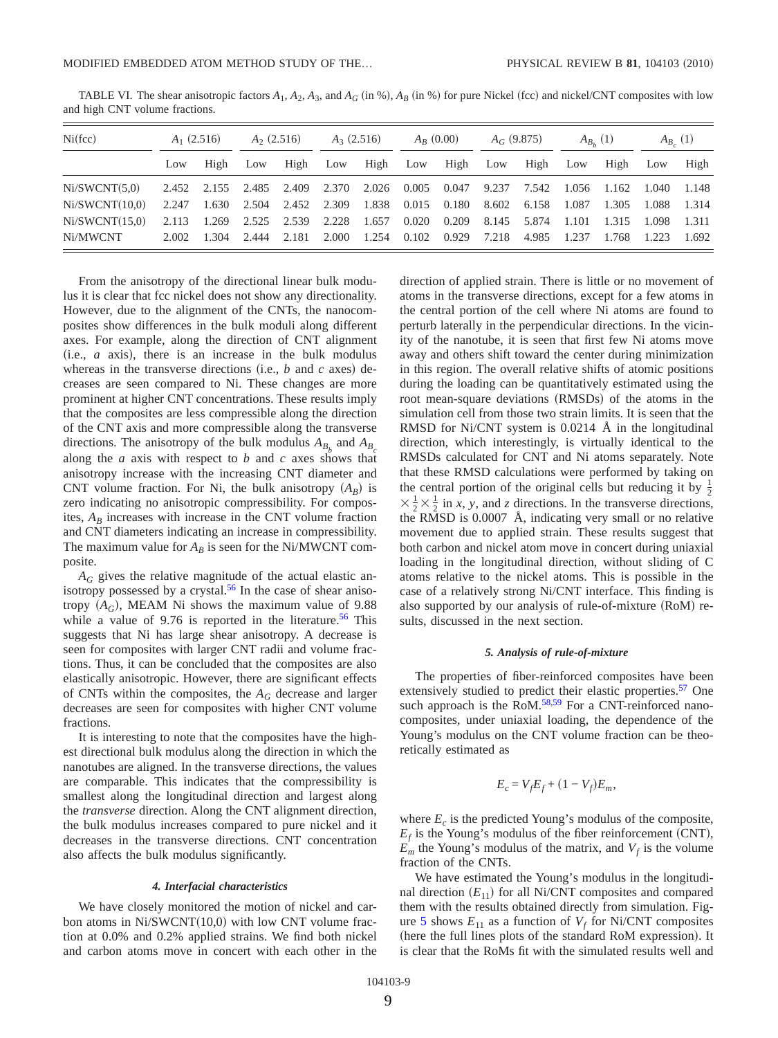TABLE VI. The shear anisotropic factors $A_1$, $A_2$, $A_3$, and $A_G$ (in %), $A_B$ (in %) for pure Nickel (fcc) and nickel/CNT composites with low and high CNT volume fractions.

| Ni(fcc) | $A_1$ (2.516) | | $A_2$ (2.516) | | $A_3$ (2.516) | | $A_B$ (0.00) | | $A_G$ (9.875) | | $A_{B_b}$ (1) | | $A_{B_c}$ (1) | |
|---|---|---|---|---|---|---|---|---|---|---|---|---|---|---|
| | Low | High | Low | High | Low | High | Low | High | Low | High | Low | High | Low | High |
| Ni/SWCNT(5,0) | 2.452 | 2.155 | 2.485 | 2.409 | 2.370 | 2.026 | 0.005 | 0.047 | 9.237 | 7.542 | 1.056 | 1.162 | 1.040 | 1.148 |
| Ni/SWCNT(10,0) | 2.247 | 1.630 | 2.504 | 2.452 | 2.309 | 1.838 | 0.015 | 0.180 | 8.602 | 6.158 | 1.087 | 1.305 | 1.088 | 1.314 |
| Ni/SWCNT(15,0) | 2.113 | 1.269 | 2.525 | 2.539 | 2.228 | 1.657 | 0.020 | 0.209 | 8.145 | 5.874 | 1.101 | 1.315 | 1.098 | 1.311 |
| Ni/MWCNT | 2.002 | 1.304 | 2.444 | 2.181 | 2.000 | 1.254 | 0.102 | 0.929 | 7.218 | 4.985 | 1.237 | 1.768 | 1.223 | 1.692 |

From the anisotropy of the directional linear bulk modulus it is clear that fcc nickel does not show any directionality. However, due to the alignment of the CNTs, the nanocomposites show differences in the bulk moduli along different axes. For example, along the direction of CNT alignment (i.e., *a* axis), there is an increase in the bulk modulus whereas in the transverse directions (i.e., *b* and *c* axes) decreases are seen compared to Ni. These changes are more prominent at higher CNT concentrations. These results imply that the composites are less compressible along the direction of the CNT axis and more compressible along the transverse directions. The anisotropy of the bulk modulus $A_{B_b}$ and $A_{B_c}$ along the *a* axis with respect to *b* and *c* axes shows that anisotropy increase with the increasing CNT diameter and CNT volume fraction. For Ni, the bulk anisotropy ($A_B$) is zero indicating no anisotropic compressibility. For composites, $A_B$ increases with increase in the CNT volume fraction and CNT diameters indicating an increase in compressibility. The maximum value for $A_B$ is seen for the Ni/MWCNT composite.

$A_G$ gives the relative magnitude of the actual elastic anisotropy possessed by a crystal.[56] In the case of shear anisotropy ($A_G$), MEAM Ni shows the maximum value of 9.88 while a value of 9.76 is reported in the literature.[56] This suggests that Ni has large shear anisotropy. A decrease is seen for composites with larger CNT radii and volume fractions. Thus, it can be concluded that the composites are also elastically anisotropic. However, there are significant effects of CNTs within the composites, the $A_G$ decrease and larger decreases are seen for composites with higher CNT volume fractions.

It is interesting to note that the composites have the highest directional bulk modulus along the direction in which the nanotubes are aligned. In the transverse directions, the values are comparable. This indicates that the compressibility is smallest along the longitudinal direction and largest along the *transverse* direction. Along the CNT alignment direction, the bulk modulus increases compared to pure nickel and it decreases in the transverse directions. CNT concentration also affects the bulk modulus significantly.

#### 4. Interfacial characteristics

We have closely monitored the motion of nickel and carbon atoms in Ni/SWCNT(10,0) with low CNT volume fraction at 0.0% and 0.2% applied strains. We find both nickel and carbon atoms move in concert with each other in the direction of applied strain. There is little or no movement of atoms in the transverse directions, except for a few atoms in the central portion of the cell where Ni atoms are found to perturb laterally in the perpendicular directions. In the vicinity of the nanotube, it is seen that first few Ni atoms move away and others shift toward the center during minimization in this region. The overall relative shifts of atomic positions during the loading can be quantitatively estimated using the root mean-square deviations (RMSDs) of the atoms in the simulation cell from those two strain limits. It is seen that the RMSD for Ni/CNT system is 0.0214 Å in the longitudinal direction, which interestingly, is virtually identical to the RMSDs calculated for CNT and Ni atoms separately. Note that these RMSD calculations were performed by taking on the central portion of the original cells but reducing it by $\frac{1}{2} \times \frac{1}{2} \times \frac{1}{2}$ in *x*, *y*, and *z* directions. In the transverse directions, the RMSD is 0.0007 Å, indicating very small or no relative movement due to applied strain. These results suggest that both carbon and nickel atom move in concert during uniaxial loading in the longitudinal direction, without sliding of C atoms relative to the nickel atoms. This is possible in the case of a relatively strong Ni/CNT interface. This finding is also supported by our analysis of rule-of-mixture (RoM) results, discussed in the next section.

#### 5. Analysis of rule-of-mixture

The properties of fiber-reinforced composites have been extensively studied to predict their elastic properties.[57] One such approach is the RoM.[58,59] For a CNT-reinforced nanocomposites, under uniaxial loading, the dependence of the Young's modulus on the CNT volume fraction can be theoretically estimated as

$$E_c = V_f E_f + (1 - V_f) E_m,$$

where $E_c$ is the predicted Young's modulus of the composite, $E_f$ is the Young's modulus of the fiber reinforcement (CNT), $E_m$ the Young's modulus of the matrix, and $V_f$ is the volume fraction of the CNTs.

We have estimated the Young's modulus in the longitudinal direction ($E_{11}$) for all Ni/CNT composites and compared them with the results obtained directly from simulation. Figure 5 shows $E_{11}$ as a function of $V_f$ for Ni/CNT composites (here the full lines plots of the standard RoM expression). It is clear that the RoMs fit with the simulated results well and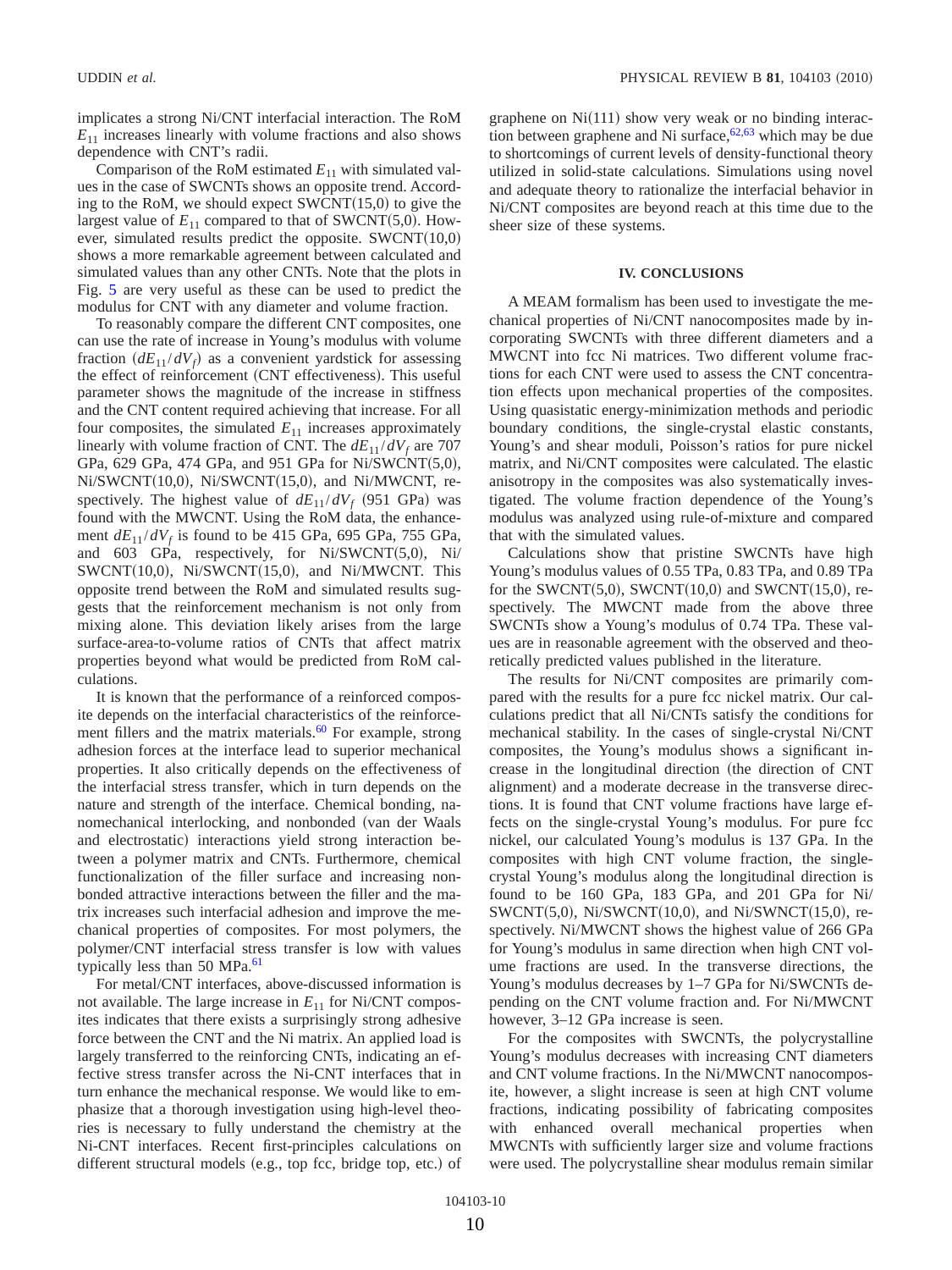implicates a strong Ni/CNT interfacial interaction. The RoM $E_{11}$ increases linearly with volume fractions and also shows dependence with CNT's radii.

Comparison of the RoM estimated $E_{11}$ with simulated values in the case of SWCNTs shows an opposite trend. According to the RoM, we should expect SWCNT(15,0) to give the largest value of $E_{11}$ compared to that of SWCNT(5,0). However, simulated results predict the opposite. SWCNT(10,0) shows a more remarkable agreement between calculated and simulated values than any other CNTs. Note that the plots in Fig. 5 are very useful as these can be used to predict the modulus for CNT with any diameter and volume fraction.

To reasonably compare the different CNT composites, one can use the rate of increase in Young's modulus with volume fraction $(dE_{11}/dV_f)$ as a convenient yardstick for assessing the effect of reinforcement (CNT effectiveness). This useful parameter shows the magnitude of the increase in stiffness and the CNT content required achieving that increase. For all four composites, the simulated $E_{11}$ increases approximately linearly with volume fraction of CNT. The $dE_{11}/dV_f$ are 707 GPa, 629 GPa, 474 GPa, and 951 GPa for Ni/SWCNT(5,0), Ni/SWCNT(10,0), Ni/SWCNT(15,0), and Ni/MWCNT, respectively. The highest value of $dE_{11}/dV_f$ (951 GPa) was found with the MWCNT. Using the RoM data, the enhancement $dE_{11}/dV_f$ is found to be 415 GPa, 695 GPa, 755 GPa, and 603 GPa, respectively, for Ni/SWCNT(5,0), Ni/SWCNT(10,0), Ni/SWCNT(15,0), and Ni/MWCNT. This opposite trend between the RoM and simulated results suggests that the reinforcement mechanism is not only from mixing alone. This deviation likely arises from the large surface-area-to-volume ratios of CNTs that affect matrix properties beyond what would be predicted from RoM calculations.

It is known that the performance of a reinforced composite depends on the interfacial characteristics of the reinforcement fillers and the matrix materials.[60] For example, strong adhesion forces at the interface lead to superior mechanical properties. It also critically depends on the effectiveness of the interfacial stress transfer, which in turn depends on the nature and strength of the interface. Chemical bonding, nanomechanical interlocking, and nonbonded (van der Waals and electrostatic) interactions yield strong interaction between a polymer matrix and CNTs. Furthermore, chemical functionalization of the filler surface and increasing nonbonded attractive interactions between the filler and the matrix increases such interfacial adhesion and improve the mechanical properties of composites. For most polymers, the polymer/CNT interfacial stress transfer is low with values typically less than 50 MPa.[61]

For metal/CNT interfaces, above-discussed information is not available. The large increase in $E_{11}$ for Ni/CNT composites indicates that there exists a surprisingly strong adhesive force between the CNT and the Ni matrix. An applied load is largely transferred to the reinforcing CNTs, indicating an effective stress transfer across the Ni-CNT interfaces that in turn enhance the mechanical response. We would like to emphasize that a thorough investigation using high-level theories is necessary to fully understand the chemistry at the Ni-CNT interfaces. Recent first-principles calculations on different structural models (e.g., top fcc, bridge top, etc.) of graphene on Ni(111) show very weak or no binding interaction between graphene and Ni surface,[62,63] which may be due to shortcomings of current levels of density-functional theory utilized in solid-state calculations. Simulations using novel and adequate theory to rationalize the interfacial behavior in Ni/CNT composites are beyond reach at this time due to the sheer size of these systems.

## IV. CONCLUSIONS

A MEAM formalism has been used to investigate the mechanical properties of Ni/CNT nanocomposites made by incorporating SWCNTs with three different diameters and a MWCNT into fcc Ni matrices. Two different volume fractions for each CNT were used to assess the CNT concentration effects upon mechanical properties of the composites. Using quasistatic energy-minimization methods and periodic boundary conditions, the single-crystal elastic constants, Young's and shear moduli, Poisson's ratios for pure nickel matrix, and Ni/CNT composites were calculated. The elastic anisotropy in the composites was also systematically investigated. The volume fraction dependence of the Young's modulus was analyzed using rule-of-mixture and compared that with the simulated values.

Calculations show that pristine SWCNTs have high Young's modulus values of 0.55 TPa, 0.83 TPa, and 0.89 TPa for the SWCNT(5,0), SWCNT(10,0) and SWCNT(15,0), respectively. The MWCNT made from the above three SWCNTs show a Young's modulus of 0.74 TPa. These values are in reasonable agreement with the observed and theoretically predicted values published in the literature.

The results for Ni/CNT composites are primarily compared with the results for a pure fcc nickel matrix. Our calculations predict that all Ni/CNTs satisfy the conditions for mechanical stability. In the cases of single-crystal Ni/CNT composites, the Young's modulus shows a significant increase in the longitudinal direction (the direction of CNT alignment) and a moderate decrease in the transverse directions. It is found that CNT volume fractions have large effects on the single-crystal Young's modulus. For pure fcc nickel, our calculated Young's modulus is 137 GPa. In the composites with high CNT volume fraction, the single-crystal Young's modulus along the longitudinal direction is found to be 160 GPa, 183 GPa, and 201 GPa for Ni/SWCNT(5,0), Ni/SWCNT(10,0), and Ni/SWNCT(15,0), respectively. Ni/MWCNT shows the highest value of 266 GPa for Young's modulus in same direction when high CNT volume fractions are used. In the transverse directions, the Young's modulus decreases by 1–7 GPa for Ni/SWCNTs depending on the CNT volume fraction and. For Ni/MWCNT however, 3–12 GPa increase is seen.

For the composites with SWCNTs, the polycrystalline Young's modulus decreases with increasing CNT diameters and CNT volume fractions. In the Ni/MWCNT nanocomposite, however, a slight increase is seen at high CNT volume fractions, indicating possibility of fabricating composites with enhanced overall mechanical properties when MWCNTs with sufficiently larger size and volume fractions were used. The polycrystalline shear modulus remain similar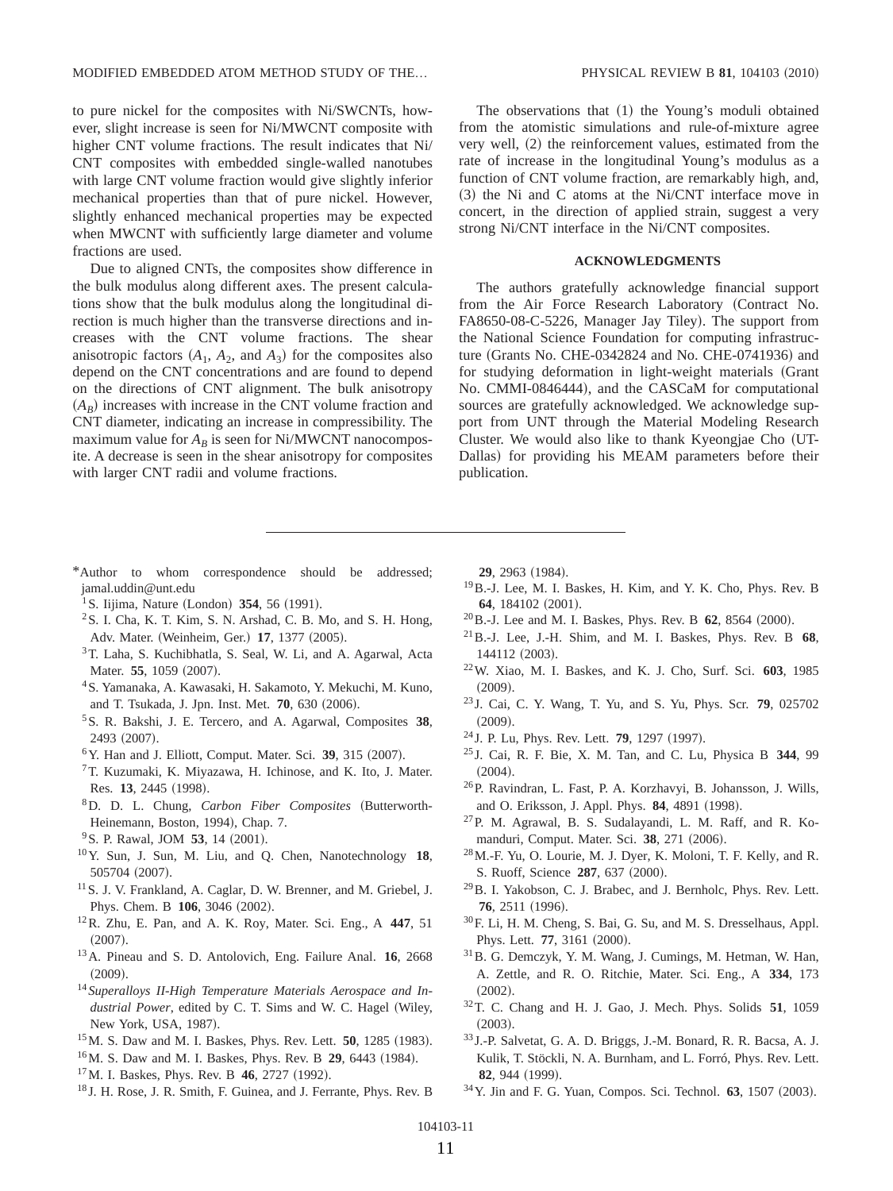to pure nickel for the composites with Ni/SWCNTs, however, slight increase is seen for Ni/MWCNT composite with higher CNT volume fractions. The result indicates that Ni/CNT composites with embedded single-walled nanotubes with large CNT volume fraction would give slightly inferior mechanical properties than that of pure nickel. However, slightly enhanced mechanical properties may be expected when MWCNT with sufficiently large diameter and volume fractions are used.

Due to aligned CNTs, the composites show difference in the bulk modulus along different axes. The present calculations show that the bulk modulus along the longitudinal direction is much higher than the transverse directions and increases with the CNT volume fractions. The shear anisotropic factors ($A_1$, $A_2$, and $A_3$) for the composites also depend on the CNT concentrations and are found to depend on the directions of CNT alignment. The bulk anisotropy ($A_B$) increases with increase in the CNT volume fraction and CNT diameter, indicating an increase in compressibility. The maximum value for $A_B$ is seen for Ni/MWCNT nanocomposite. A decrease is seen in the shear anisotropy for composites with larger CNT radii and volume fractions.

The observations that (1) the Young's moduli obtained from the atomistic simulations and rule-of-mixture agree very well, (2) the reinforcement values, estimated from the rate of increase in the longitudinal Young's modulus as a function of CNT volume fraction, are remarkably high, and, (3) the Ni and C atoms at the Ni/CNT interface move in concert, in the direction of applied strain, suggest a very strong Ni/CNT interface in the Ni/CNT composites.

## ACKNOWLEDGMENTS

The authors gratefully acknowledge financial support from the Air Force Research Laboratory (Contract No. FA8650-08-C-5226, Manager Jay Tiley). The support from the National Science Foundation for computing infrastructure (Grants No. CHE-0342824 and No. CHE-0741936) and for studying deformation in light-weight materials (Grant No. CMMI-0846444), and the CASCaM for computational sources are gratefully acknowledged. We acknowledge support from UNT through the Material Modeling Research Cluster. We would also like to thank Kyeongjae Cho (UT-Dallas) for providing his MEAM parameters before their publication.

---

*Author to whom correspondence should be addressed; jamal.uddin@unt.edu

[1] S. Iijima, Nature (London) **354**, 56 (1991).

[2] S. I. Cha, K. T. Kim, S. N. Arshad, C. B. Mo, and S. H. Hong, Adv. Mater. (Weinheim, Ger.) **17**, 1377 (2005).

[3] T. Laha, S. Kuchibhatla, S. Seal, W. Li, and A. Agarwal, Acta Mater. **55**, 1059 (2007).

[4] S. Yamanaka, A. Kawasaki, H. Sakamoto, Y. Mekuchi, M. Kuno, and T. Tsukada, J. Jpn. Inst. Met. **70**, 630 (2006).

[5] S. R. Bakshi, J. E. Tercero, and A. Agarwal, Composites **38**, 2493 (2007).

[6] Y. Han and J. Elliott, Comput. Mater. Sci. **39**, 315 (2007).

[7] T. Kuzumaki, K. Miyazawa, H. Ichinose, and K. Ito, J. Mater. Res. **13**, 2445 (1998).

[8] D. D. L. Chung, *Carbon Fiber Composites* (Butterworth-Heinemann, Boston, 1994), Chap. 7.

[9] S. P. Rawal, JOM **53**, 14 (2001).

[10] Y. Sun, J. Sun, M. Liu, and Q. Chen, Nanotechnology **18**, 505704 (2007).

[11] S. J. V. Frankland, A. Caglar, D. W. Brenner, and M. Griebel, J. Phys. Chem. B **106**, 3046 (2002).

[12] R. Zhu, E. Pan, and A. K. Roy, Mater. Sci. Eng., A **447**, 51 (2007).

[13] A. Pineau and S. D. Antolovich, Eng. Failure Anal. **16**, 2668 (2009).

[14] *Superalloys II-High Temperature Materials Aerospace and Industrial Power*, edited by C. T. Sims and W. C. Hagel (Wiley, New York, USA, 1987).

[15] M. S. Daw and M. I. Baskes, Phys. Rev. Lett. **50**, 1285 (1983).

[16] M. S. Daw and M. I. Baskes, Phys. Rev. B **29**, 6443 (1984).

[17] M. I. Baskes, Phys. Rev. B **46**, 2727 (1992).

[18] J. H. Rose, J. R. Smith, F. Guinea, and J. Ferrante, Phys. Rev. B **29**, 2963 (1984).

[19] B.-J. Lee, M. I. Baskes, H. Kim, and Y. K. Cho, Phys. Rev. B **64**, 184102 (2001).

[20] B.-J. Lee and M. I. Baskes, Phys. Rev. B **62**, 8564 (2000).

[21] B.-J. Lee, J.-H. Shim, and M. I. Baskes, Phys. Rev. B **68**, 144112 (2003).

[22] W. Xiao, M. I. Baskes, and K. J. Cho, Surf. Sci. **603**, 1985 (2009).

[23] J. Cai, C. Y. Wang, T. Yu, and S. Yu, Phys. Scr. **79**, 025702 (2009).

[24] J. P. Lu, Phys. Rev. Lett. **79**, 1297 (1997).

[25] J. Cai, R. F. Bie, X. M. Tan, and C. Lu, Physica B **344**, 99 (2004).

[26] P. Ravindran, L. Fast, P. A. Korzhavyi, B. Johansson, J. Wills, and O. Eriksson, J. Appl. Phys. **84**, 4891 (1998).

[27] P. M. Agrawal, B. S. Sudalayandi, L. M. Raff, and R. Komanduri, Comput. Mater. Sci. **38**, 271 (2006).

[28] M.-F. Yu, O. Lourie, M. J. Dyer, K. Moloni, T. F. Kelly, and R. S. Ruoff, Science **287**, 637 (2000).

[29] B. I. Yakobson, C. J. Brabec, and J. Bernholc, Phys. Rev. Lett. **76**, 2511 (1996).

[30] F. Li, H. M. Cheng, S. Bai, G. Su, and M. S. Dresselhaus, Appl. Phys. Lett. **77**, 3161 (2000).

[31] B. G. Demczyk, Y. M. Wang, J. Cumings, M. Hetman, W. Han, A. Zettle, and R. O. Ritchie, Mater. Sci. Eng., A **334**, 173 (2002).

[32] T. C. Chang and H. J. Gao, J. Mech. Phys. Solids **51**, 1059 (2003).

[33] J.-P. Salvetat, G. A. D. Briggs, J.-M. Bonard, R. R. Bacsa, A. J. Kulik, T. Stöckli, N. A. Burnham, and L. Forró, Phys. Rev. Lett. **82**, 944 (1999).

[34] Y. Jin and F. G. Yuan, Compos. Sci. Technol. **63**, 1507 (2003).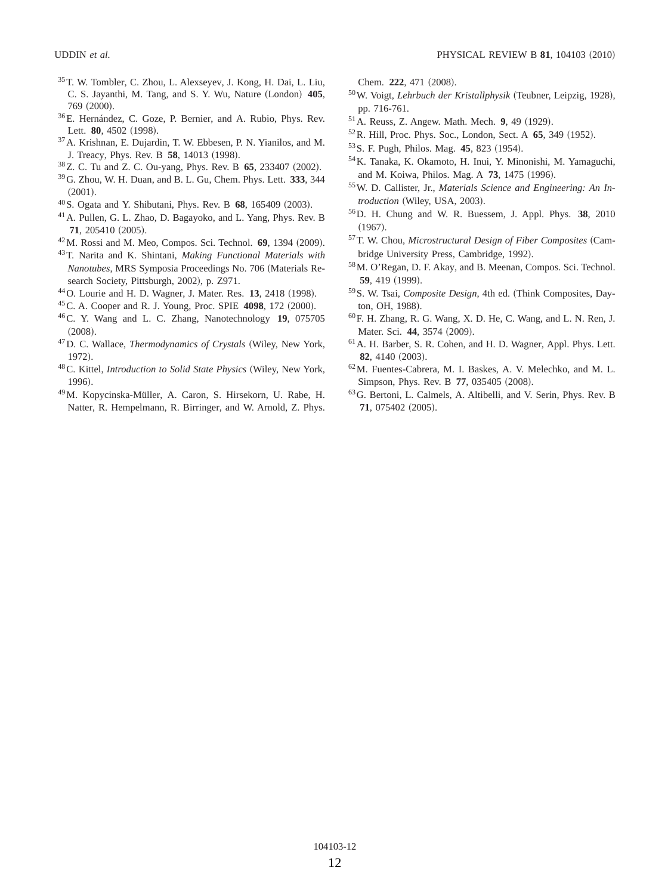[35] T. W. Tombler, C. Zhou, L. Alexseyev, J. Kong, H. Dai, L. Liu, C. S. Jayanthi, M. Tang, and S. Y. Wu, Nature (London) **405**, 769 (2000).

[36] E. Hernández, C. Goze, P. Bernier, and A. Rubio, Phys. Rev. Lett. **80**, 4502 (1998).

[37] A. Krishnan, E. Dujardin, T. W. Ebbesen, P. N. Yianilos, and M. J. Treacy, Phys. Rev. B **58**, 14013 (1998).

[38] Z. C. Tu and Z. C. Ou-yang, Phys. Rev. B **65**, 233407 (2002).

[39] G. Zhou, W. H. Duan, and B. L. Gu, Chem. Phys. Lett. **333**, 344 (2001).

[40] S. Ogata and Y. Shibutani, Phys. Rev. B **68**, 165409 (2003).

[41] A. Pullen, G. L. Zhao, D. Bagayoko, and L. Yang, Phys. Rev. B **71**, 205410 (2005).

[42] M. Rossi and M. Meo, Compos. Sci. Technol. **69**, 1394 (2009).

[43] T. Narita and K. Shintani, *Making Functional Materials with Nanotubes*, MRS Symposia Proceedings No. 706 (Materials Research Society, Pittsburgh, 2002), p. Z971.

[44] O. Lourie and H. D. Wagner, J. Mater. Res. **13**, 2418 (1998).

[45] C. A. Cooper and R. J. Young, Proc. SPIE **4098**, 172 (2000).

[46] C. Y. Wang and L. C. Zhang, Nanotechnology **19**, 075705 (2008).

[47] D. C. Wallace, *Thermodynamics of Crystals* (Wiley, New York, 1972).

[48] C. Kittel, *Introduction to Solid State Physics* (Wiley, New York, 1996).

[49] M. Kopycinska-Müller, A. Caron, S. Hirsekorn, U. Rabe, H. Natter, R. Hempelmann, R. Birringer, and W. Arnold, Z. Phys. Chem. **222**, 471 (2008).

[50] W. Voigt, *Lehrbuch der Kristallphysik* (Teubner, Leipzig, 1928), pp. 716-761.

[51] A. Reuss, Z. Angew. Math. Mech. **9**, 49 (1929).

[52] R. Hill, Proc. Phys. Soc., London, Sect. A **65**, 349 (1952).

[53] S. F. Pugh, Philos. Mag. **45**, 823 (1954).

[54] K. Tanaka, K. Okamoto, H. Inui, Y. Minonishi, M. Yamaguchi, and M. Koiwa, Philos. Mag. A **73**, 1475 (1996).

[55] W. D. Callister, Jr., *Materials Science and Engineering: An Introduction* (Wiley, USA, 2003).

[56] D. H. Chung and W. R. Buessem, J. Appl. Phys. **38**, 2010 (1967).

[57] T. W. Chou, *Microstructural Design of Fiber Composites* (Cambridge University Press, Cambridge, 1992).

[58] M. O'Regan, D. F. Akay, and B. Meenan, Compos. Sci. Technol. **59**, 419 (1999).

[59] S. W. Tsai, *Composite Design*, 4th ed. (Think Composites, Dayton, OH, 1988).

[60] F. H. Zhang, R. G. Wang, X. D. He, C. Wang, and L. N. Ren, J. Mater. Sci. **44**, 3574 (2009).

[61] A. H. Barber, S. R. Cohen, and H. D. Wagner, Appl. Phys. Lett. **82**, 4140 (2003).

[62] M. Fuentes-Cabrera, M. I. Baskes, A. V. Melechko, and M. L. Simpson, Phys. Rev. B **77**, 035405 (2008).

[63] G. Bertoni, L. Calmels, A. Altibelli, and V. Serin, Phys. Rev. B **71**, 075402 (2005).